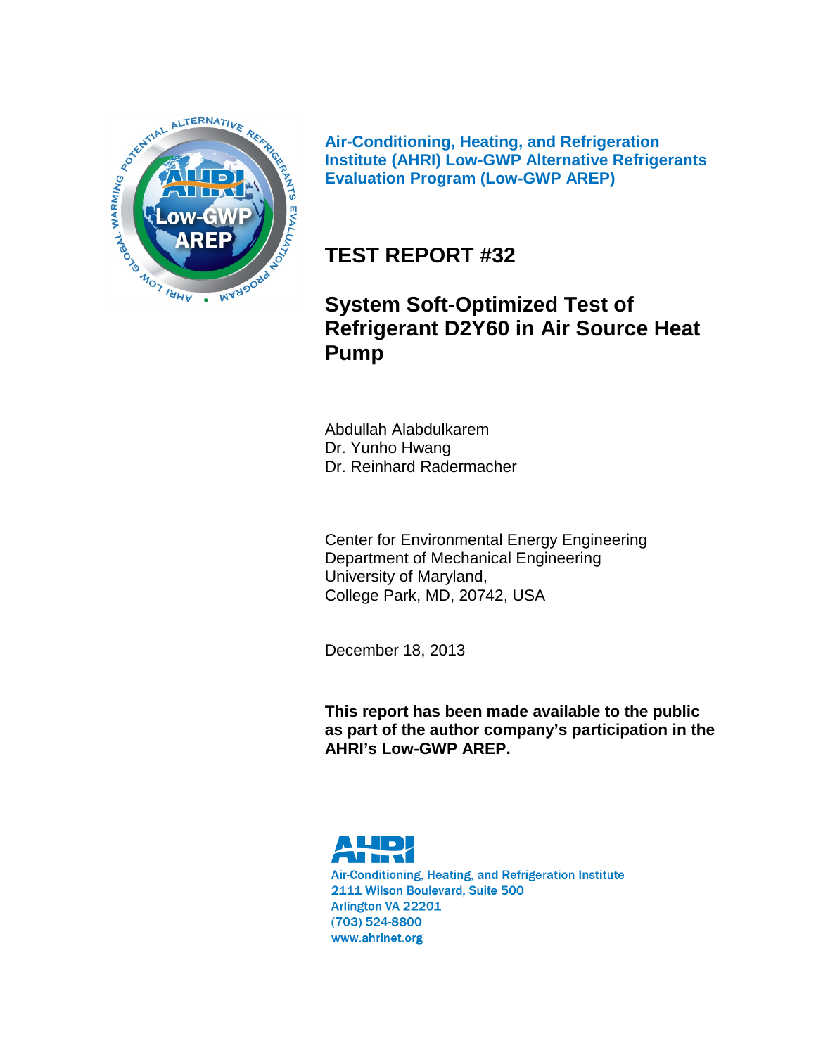**Air-Conditioning, Heating, and Refrigeration Institute (AHRI) Low-GWP Alternative Refrigerants Evaluation Program (Low-GWP AREP)**

# TEST REPORT #32

# System Soft-Optimized Test of Refrigerant D2Y60 in Air Source Heat Pump

Abdullah Alabdulkarem
Dr. Yunho Hwang
Dr. Reinhard Radermacher

Center for Environmental Energy Engineering
Department of Mechanical Engineering
University of Maryland,
College Park, MD, 20742, USA

December 18, 2013

**This report has been made available to the public as part of the author company's participation in the AHRI's Low-GWP AREP.**

Air-Conditioning, Heating, and Refrigeration Institute
2111 Wilson Boulevard, Suite 500
Arlington VA 22201
(703) 524-8800
www.ahrinet.org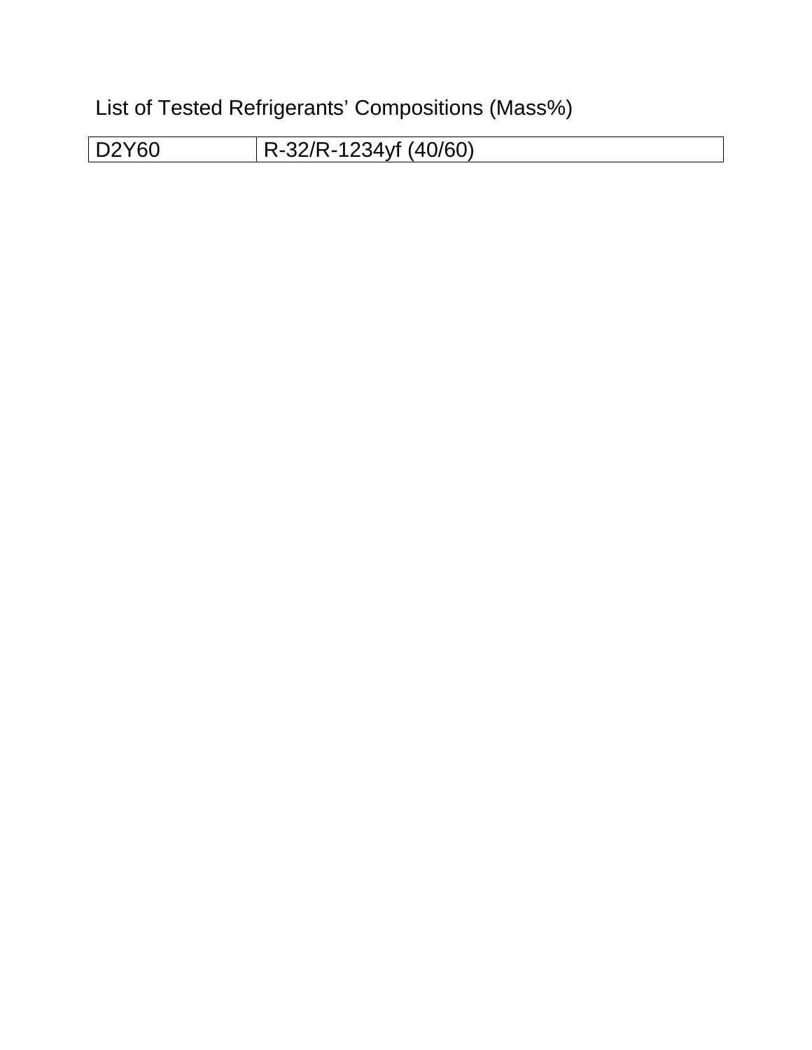List of Tested Refrigerants' Compositions (Mass%)

| D2Y60 | R-32/R-1234yf (40/60) |
| --- | --- |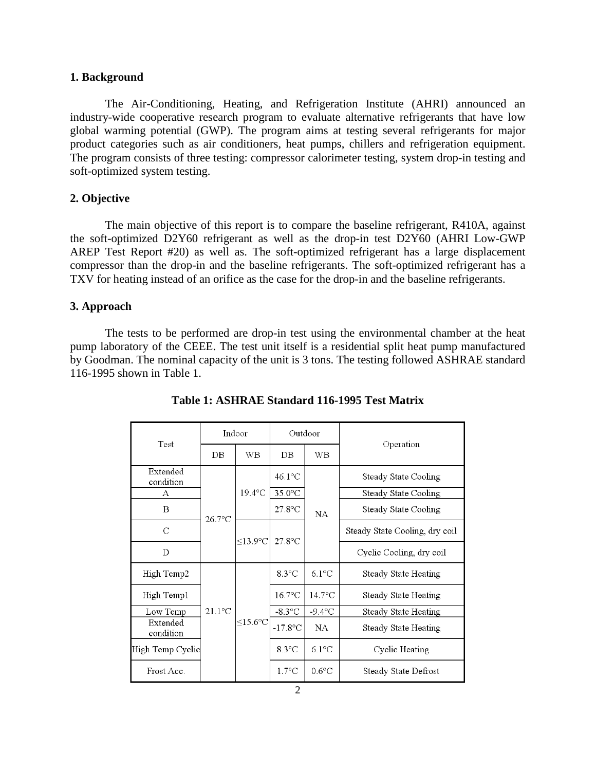## 1. Background

The Air-Conditioning, Heating, and Refrigeration Institute (AHRI) announced an industry-wide cooperative research program to evaluate alternative refrigerants that have low global warming potential (GWP). The program aims at testing several refrigerants for major product categories such as air conditioners, heat pumps, chillers and refrigeration equipment. The program consists of three testing: compressor calorimeter testing, system drop-in testing and soft-optimized system testing.

## 2. Objective

The main objective of this report is to compare the baseline refrigerant, R410A, against the soft-optimized D2Y60 refrigerant as well as the drop-in test D2Y60 (AHRI Low-GWP AREP Test Report #20) as well as. The soft-optimized refrigerant has a large displacement compressor than the drop-in and the baseline refrigerants. The soft-optimized refrigerant has a TXV for heating instead of an orifice as the case for the drop-in and the baseline refrigerants.

## 3. Approach

The tests to be performed are drop-in test using the environmental chamber at the heat pump laboratory of the CEEE. The test unit itself is a residential split heat pump manufactured by Goodman. The nominal capacity of the unit is 3 tons. The testing followed ASHRAE standard 116-1995 shown in Table 1.

**Table 1: ASHRAE Standard 116-1995 Test Matrix**

| Test | Indoor | | Outdoor | | Operation |
|---|---|---|---|---|---|
| | DB | WB | DB | WB | |
| Extended condition | 26.7°C | 19.4°C | 46.1°C | NA | Steady State Cooling |
| A | 26.7°C | 19.4°C | 35.0°C | NA | Steady State Cooling |
| B | 26.7°C | 19.4°C | 27.8°C | NA | Steady State Cooling |
| C | 26.7°C | ≤13.9°C | 27.8°C | NA | Steady State Cooling, dry coil |
| D | 26.7°C | ≤13.9°C | 27.8°C | NA | Cyclic Cooling, dry coil |
| High Temp2 | 21.1°C | ≤15.6°C | 8.3°C | 6.1°C | Steady State Heating |
| High Temp1 | 21.1°C | ≤15.6°C | 16.7°C | 14.7°C | Steady State Heating |
| Low Temp | 21.1°C | ≤15.6°C | -8.3°C | -9.4°C | Steady State Heating |
| Extended condition | 21.1°C | ≤15.6°C | -17.8°C | NA | Steady State Heating |
| High Temp Cyclic | 21.1°C | ≤15.6°C | 8.3°C | 6.1°C | Cyclic Heating |
| Frost Acc. | 21.1°C | ≤15.6°C | 1.7°C | 0.6°C | Steady State Defrost |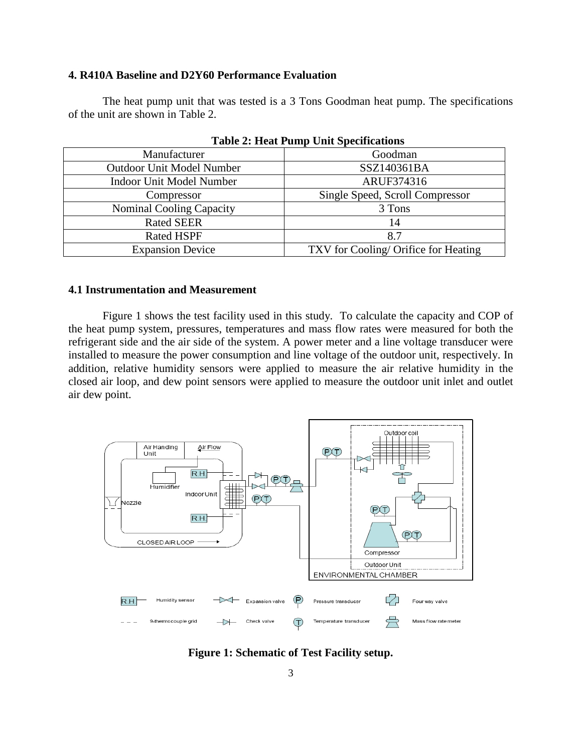## 4. R410A Baseline and D2Y60 Performance Evaluation

The heat pump unit that was tested is a 3 Tons Goodman heat pump. The specifications of the unit are shown in Table 2.

**Table 2: Heat Pump Unit Specifications**

| Manufacturer | Goodman |
|---|---|
| Outdoor Unit Model Number | SSZ140361BA |
| Indoor Unit Model Number | ARUF374316 |
| Compressor | Single Speed, Scroll Compressor |
| Nominal Cooling Capacity | 3 Tons |
| Rated SEER | 14 |
| Rated HSPF | 8.7 |
| Expansion Device | TXV for Cooling/ Orifice for Heating |

### 4.1 Instrumentation and Measurement

Figure 1 shows the test facility used in this study. To calculate the capacity and COP of the heat pump system, pressures, temperatures and mass flow rates were measured for both the refrigerant side and the air side of the system. A power meter and a line voltage transducer were installed to measure the power consumption and line voltage of the outdoor unit, respectively. In addition, relative humidity sensors were applied to measure the air relative humidity in the closed air loop, and dew point sensors were applied to measure the outdoor unit inlet and outlet air dew point.

**Figure 1: Schematic of Test Facility setup.**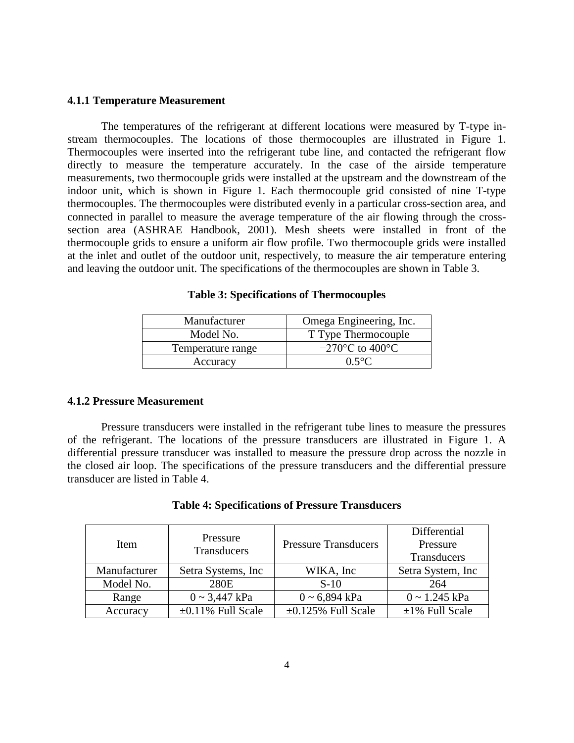### 4.1.1 Temperature Measurement

The temperatures of the refrigerant at different locations were measured by T-type in-stream thermocouples. The locations of those thermocouples are illustrated in Figure 1. Thermocouples were inserted into the refrigerant tube line, and contacted the refrigerant flow directly to measure the temperature accurately. In the case of the airside temperature measurements, two thermocouple grids were installed at the upstream and the downstream of the indoor unit, which is shown in Figure 1. Each thermocouple grid consisted of nine T-type thermocouples. The thermocouples were distributed evenly in a particular cross-section area, and connected in parallel to measure the average temperature of the air flowing through the cross-section area (ASHRAE Handbook, 2001). Mesh sheets were installed in front of the thermocouple grids to ensure a uniform air flow profile. Two thermocouple grids were installed at the inlet and outlet of the outdoor unit, respectively, to measure the air temperature entering and leaving the outdoor unit. The specifications of the thermocouples are shown in Table 3.

**Table 3: Specifications of Thermocouples**

| Manufacturer | Omega Engineering, Inc. |
|---|---|
| Model No. | T Type Thermocouple |
| Temperature range | −270°C to 400°C |
| Accuracy | 0.5°C |

### 4.1.2 Pressure Measurement

Pressure transducers were installed in the refrigerant tube lines to measure the pressures of the refrigerant. The locations of the pressure transducers are illustrated in Figure 1. A differential pressure transducer was installed to measure the pressure drop across the nozzle in the closed air loop. The specifications of the pressure transducers and the differential pressure transducer are listed in Table 4.

**Table 4: Specifications of Pressure Transducers**

| Item | Pressure Transducers | Pressure Transducers | Differential Pressure Transducers |
|---|---|---|---|
| Manufacturer | Setra Systems, Inc | WIKA, Inc | Setra System, Inc |
| Model No. | 280E | S-10 | 264 |
| Range | 0 ~ 3,447 kPa | 0 ~ 6,894 kPa | 0 ~ 1.245 kPa |
| Accuracy | ±0.11% Full Scale | ±0.125% Full Scale | ±1% Full Scale |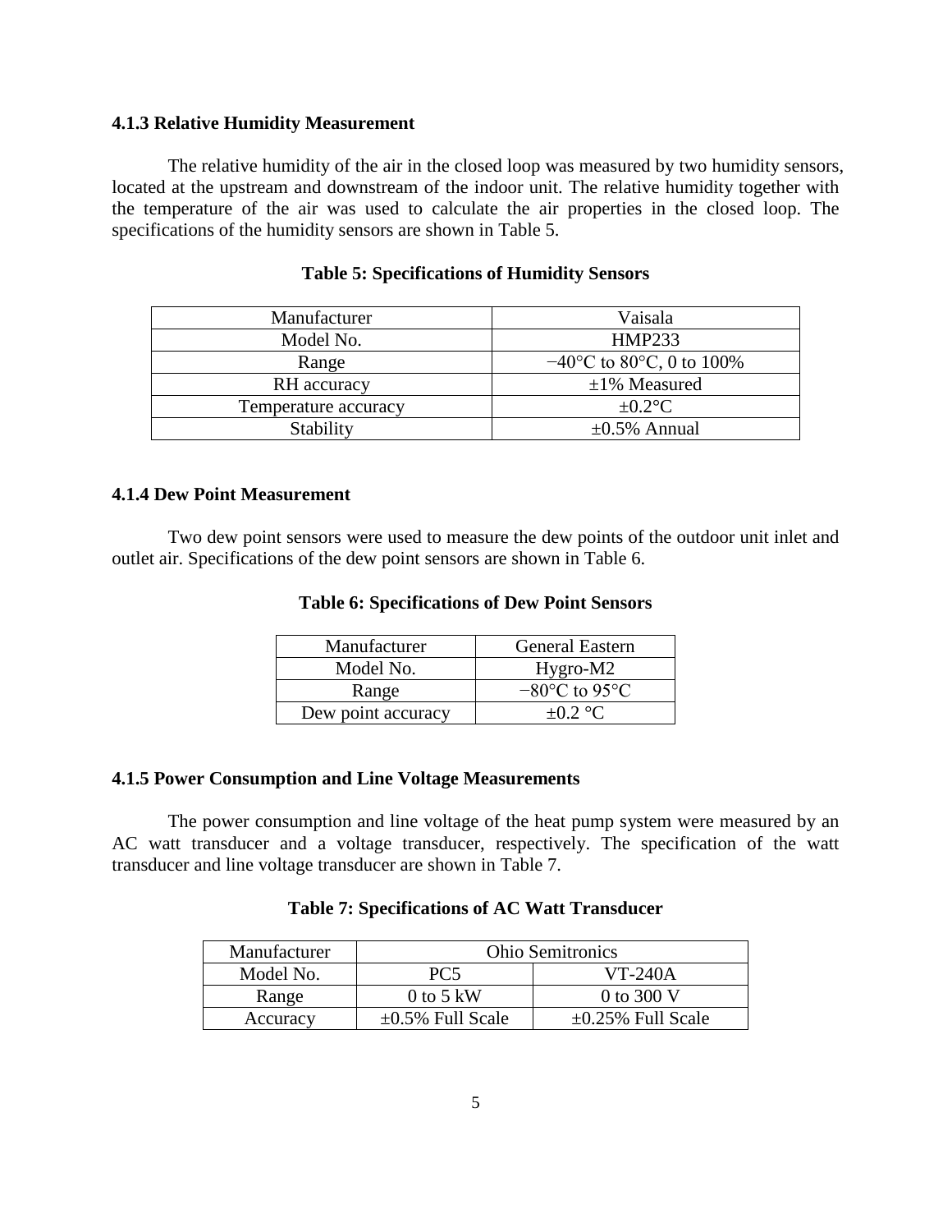#### 4.1.3 Relative Humidity Measurement

The relative humidity of the air in the closed loop was measured by two humidity sensors, located at the upstream and downstream of the indoor unit. The relative humidity together with the temperature of the air was used to calculate the air properties in the closed loop. The specifications of the humidity sensors are shown in Table 5.

**Table 5: Specifications of Humidity Sensors**

| Manufacturer | Vaisala |
|---|---|
| Model No. | HMP233 |
| Range | −40°C to 80°C, 0 to 100% |
| RH accuracy | ±1% Measured |
| Temperature accuracy | ±0.2°C |
| Stability | ±0.5% Annual |

#### 4.1.4 Dew Point Measurement

Two dew point sensors were used to measure the dew points of the outdoor unit inlet and outlet air. Specifications of the dew point sensors are shown in Table 6.

**Table 6: Specifications of Dew Point Sensors**

| Manufacturer | General Eastern |
|---|---|
| Model No. | Hygro-M2 |
| Range | −80°C to 95°C |
| Dew point accuracy | ±0.2 °C |

#### 4.1.5 Power Consumption and Line Voltage Measurements

The power consumption and line voltage of the heat pump system were measured by an AC watt transducer and a voltage transducer, respectively. The specification of the watt transducer and line voltage transducer are shown in Table 7.

**Table 7: Specifications of AC Watt Transducer**

| Manufacturer | Ohio Semitronics | |
|---|---|---|
| Model No. | PC5 | VT-240A |
| Range | 0 to 5 kW | 0 to 300 V |
| Accuracy | ±0.5% Full Scale | ±0.25% Full Scale |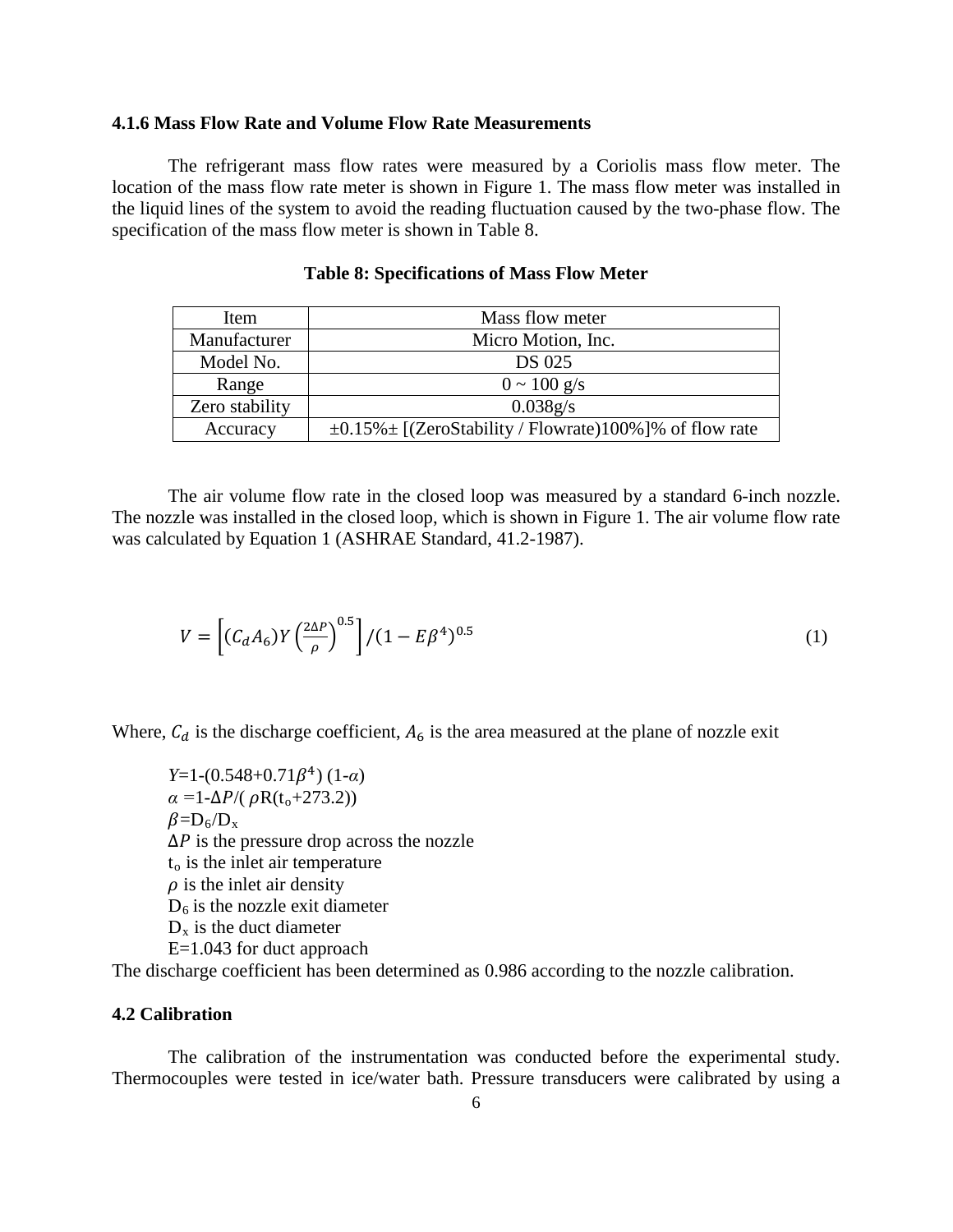### 4.1.6 Mass Flow Rate and Volume Flow Rate Measurements

The refrigerant mass flow rates were measured by a Coriolis mass flow meter. The location of the mass flow rate meter is shown in Figure 1. The mass flow meter was installed in the liquid lines of the system to avoid the reading fluctuation caused by the two-phase flow. The specification of the mass flow meter is shown in Table 8.

**Table 8: Specifications of Mass Flow Meter**

| Item | Mass flow meter |
| --- | --- |
| Manufacturer | Micro Motion, Inc. |
| Model No. | DS 025 |
| Range | 0 ~ 100 g/s |
| Zero stability | 0.038g/s |
| Accuracy | ±0.15%± [(ZeroStability / Flowrate)100%]% of flow rate |

The air volume flow rate in the closed loop was measured by a standard 6-inch nozzle. The nozzle was installed in the closed loop, which is shown in Figure 1. The air volume flow rate was calculated by Equation 1 (ASHRAE Standard, 41.2-1987).

$$V = \left[(C_d A_6) Y \left(\frac{2\Delta P}{\rho}\right)^{0.5}\right] / (1 - E\beta^4)^{0.5} \tag{1}$$

Where, $C_d$ is the discharge coefficient, $A_6$ is the area measured at the plane of nozzle exit

$Y=1-(0.548+0.71\beta^4)(1-\alpha)$  
$\alpha = 1-\Delta P/(\rho R(t_o+273.2))$  
$\beta = D_6/D_x$  
$\Delta P$ is the pressure drop across the nozzle  
$t_o$ is the inlet air temperature  
$\rho$ is the inlet air density  
$D_6$ is the nozzle exit diameter  
$D_x$ is the duct diameter  
E=1.043 for duct approach

The discharge coefficient has been determined as 0.986 according to the nozzle calibration.

## 4.2 Calibration

The calibration of the instrumentation was conducted before the experimental study. Thermocouples were tested in ice/water bath. Pressure transducers were calibrated by using a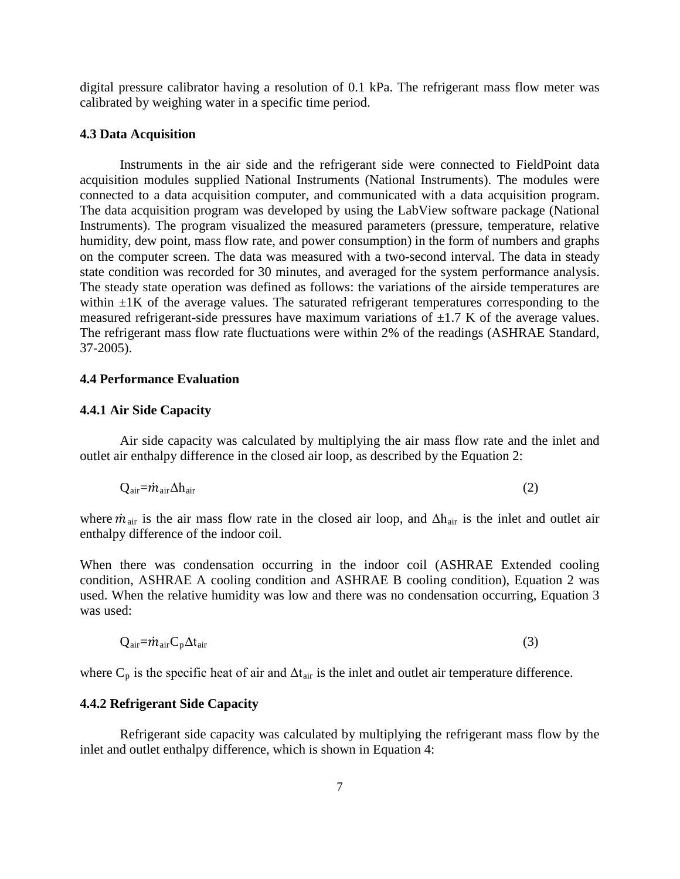digital pressure calibrator having a resolution of 0.1 kPa. The refrigerant mass flow meter was calibrated by weighing water in a specific time period.

### 4.3 Data Acquisition

Instruments in the air side and the refrigerant side were connected to FieldPoint data acquisition modules supplied National Instruments (National Instruments). The modules were connected to a data acquisition computer, and communicated with a data acquisition program. The data acquisition program was developed by using the LabView software package (National Instruments). The program visualized the measured parameters (pressure, temperature, relative humidity, dew point, mass flow rate, and power consumption) in the form of numbers and graphs on the computer screen. The data was measured with a two-second interval. The data in steady state condition was recorded for 30 minutes, and averaged for the system performance analysis. The steady state operation was defined as follows: the variations of the airside temperatures are within ±1K of the average values. The saturated refrigerant temperatures corresponding to the measured refrigerant-side pressures have maximum variations of ±1.7 K of the average values. The refrigerant mass flow rate fluctuations were within 2% of the readings (ASHRAE Standard, 37-2005).

### 4.4 Performance Evaluation

#### 4.4.1 Air Side Capacity

Air side capacity was calculated by multiplying the air mass flow rate and the inlet and outlet air enthalpy difference in the closed air loop, as described by the Equation 2:

$$Q_{air}=\dot{m}_{air}\Delta h_{air} \tag{2}$$

where $\dot{m}_{air}$ is the air mass flow rate in the closed air loop, and $\Delta h_{air}$ is the inlet and outlet air enthalpy difference of the indoor coil.

When there was condensation occurring in the indoor coil (ASHRAE Extended cooling condition, ASHRAE A cooling condition and ASHRAE B cooling condition), Equation 2 was used. When the relative humidity was low and there was no condensation occurring, Equation 3 was used:

$$Q_{air}=\dot{m}_{air}C_p\Delta t_{air} \tag{3}$$

where $C_p$ is the specific heat of air and $\Delta t_{air}$ is the inlet and outlet air temperature difference.

#### 4.4.2 Refrigerant Side Capacity

Refrigerant side capacity was calculated by multiplying the refrigerant mass flow by the inlet and outlet enthalpy difference, which is shown in Equation 4: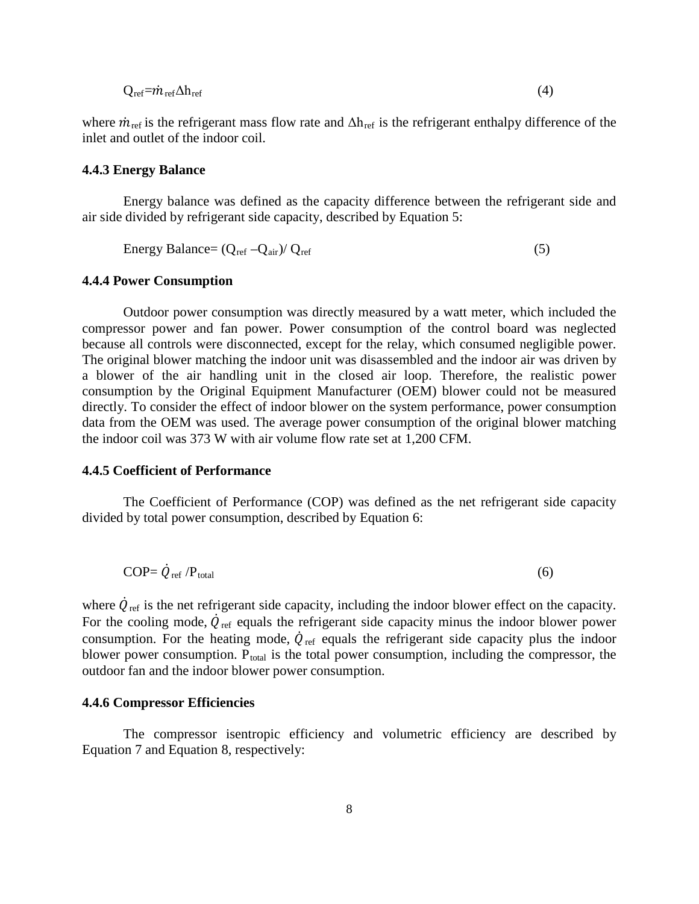$$Q_{ref}=\dot{m}_{ref}\Delta h_{ref} \quad (4)$$

where $\dot{m}_{ref}$ is the refrigerant mass flow rate and $\Delta h_{ref}$ is the refrigerant enthalpy difference of the inlet and outlet of the indoor coil.

### 4.4.3 Energy Balance

Energy balance was defined as the capacity difference between the refrigerant side and air side divided by refrigerant side capacity, described by Equation 5:

$$\text{Energy Balance}= (Q_{ref} - Q_{air})/ Q_{ref} \quad (5)$$

### 4.4.4 Power Consumption

Outdoor power consumption was directly measured by a watt meter, which included the compressor power and fan power. Power consumption of the control board was neglected because all controls were disconnected, except for the relay, which consumed negligible power. The original blower matching the indoor unit was disassembled and the indoor air was driven by a blower of the air handling unit in the closed air loop. Therefore, the realistic power consumption by the Original Equipment Manufacturer (OEM) blower could not be measured directly. To consider the effect of indoor blower on the system performance, power consumption data from the OEM was used. The average power consumption of the original blower matching the indoor coil was 373 W with air volume flow rate set at 1,200 CFM.

### 4.4.5 Coefficient of Performance

The Coefficient of Performance (COP) was defined as the net refrigerant side capacity divided by total power consumption, described by Equation 6:

$$\text{COP}= \dot{Q}_{ref} / P_{total} \quad (6)$$

where $\dot{Q}_{ref}$ is the net refrigerant side capacity, including the indoor blower effect on the capacity. For the cooling mode, $\dot{Q}_{ref}$ equals the refrigerant side capacity minus the indoor blower power consumption. For the heating mode, $\dot{Q}_{ref}$ equals the refrigerant side capacity plus the indoor blower power consumption. $P_{total}$ is the total power consumption, including the compressor, the outdoor fan and the indoor blower power consumption.

### 4.4.6 Compressor Efficiencies

The compressor isentropic efficiency and volumetric efficiency are described by Equation 7 and Equation 8, respectively: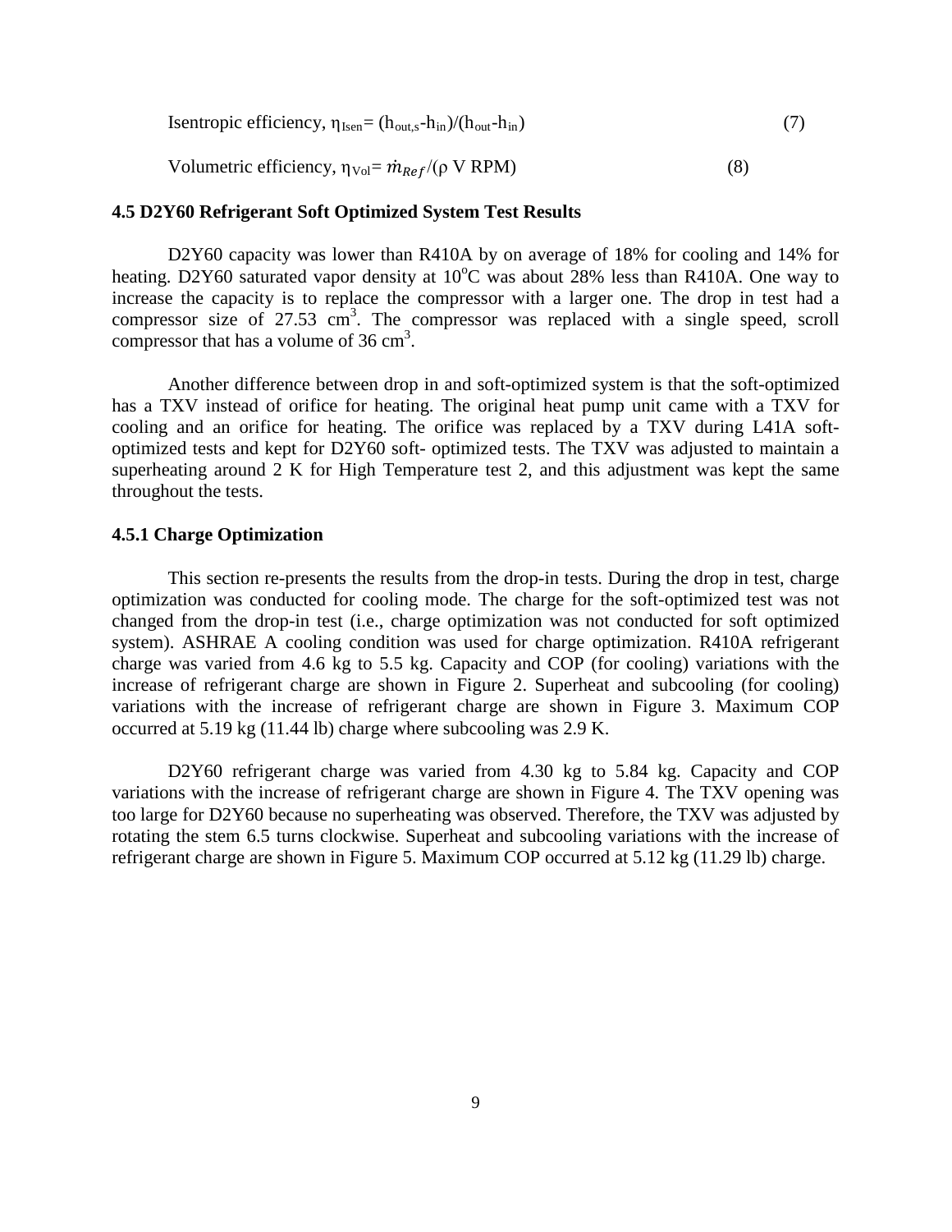Isentropic efficiency, $\eta_{Isen} = (h_{out,s} - h_{in})/(h_{out} - h_{in})$ (7)

Volumetric efficiency, $\eta_{Vol} = \dot{m}_{Ref}/(\rho \text{ V RPM})$ (8)

### 4.5 D2Y60 Refrigerant Soft Optimized System Test Results

D2Y60 capacity was lower than R410A by on average of 18% for cooling and 14% for heating. D2Y60 saturated vapor density at 10°C was about 28% less than R410A. One way to increase the capacity is to replace the compressor with a larger one. The drop in test had a compressor size of 27.53 $cm^3$. The compressor was replaced with a single speed, scroll compressor that has a volume of 36 $cm^3$.

Another difference between drop in and soft-optimized system is that the soft-optimized has a TXV instead of orifice for heating. The original heat pump unit came with a TXV for cooling and an orifice for heating. The orifice was replaced by a TXV during L41A soft-optimized tests and kept for D2Y60 soft- optimized tests. The TXV was adjusted to maintain a superheating around 2 K for High Temperature test 2, and this adjustment was kept the same throughout the tests.

#### 4.5.1 Charge Optimization

This section re-presents the results from the drop-in tests. During the drop in test, charge optimization was conducted for cooling mode. The charge for the soft-optimized test was not changed from the drop-in test (i.e., charge optimization was not conducted for soft optimized system). ASHRAE A cooling condition was used for charge optimization. R410A refrigerant charge was varied from 4.6 kg to 5.5 kg. Capacity and COP (for cooling) variations with the increase of refrigerant charge are shown in Figure 2. Superheat and subcooling (for cooling) variations with the increase of refrigerant charge are shown in Figure 3. Maximum COP occurred at 5.19 kg (11.44 lb) charge where subcooling was 2.9 K.

D2Y60 refrigerant charge was varied from 4.30 kg to 5.84 kg. Capacity and COP variations with the increase of refrigerant charge are shown in Figure 4. The TXV opening was too large for D2Y60 because no superheating was observed. Therefore, the TXV was adjusted by rotating the stem 6.5 turns clockwise. Superheat and subcooling variations with the increase of refrigerant charge are shown in Figure 5. Maximum COP occurred at 5.12 kg (11.29 lb) charge.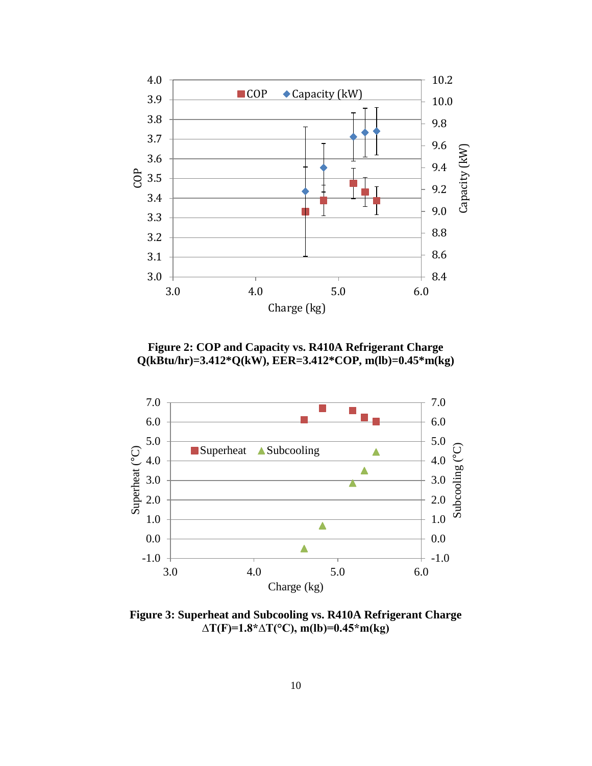**Figure 2: COP and Capacity vs. R410A Refrigerant Charge**
**Q(kBtu/hr)=3.412*Q(kW), EER=3.412*COP, m(lb)=0.45*m(kg)**

**Figure 3: Superheat and Subcooling vs. R410A Refrigerant Charge**
**ΔT(F)=1.8*ΔT(°C), m(lb)=0.45*m(kg)**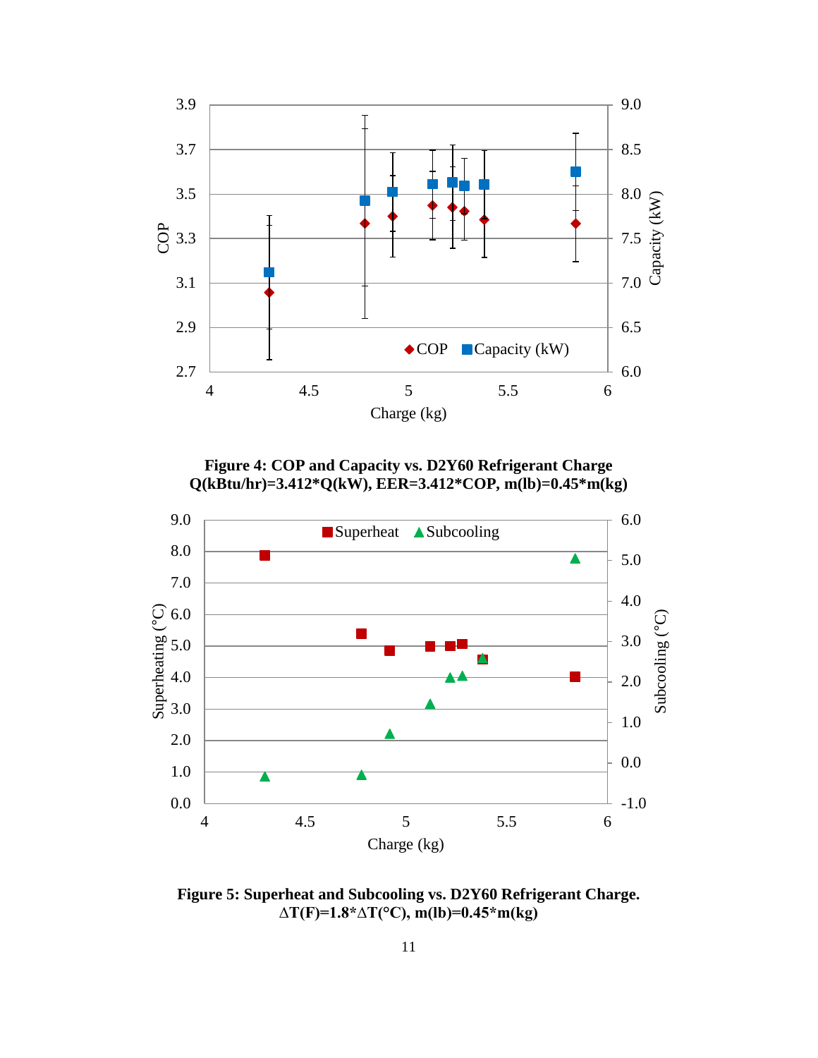**Figure 4: COP and Capacity vs. D2Y60 Refrigerant Charge**
**Q(kBtu/hr)=3.412*Q(kW), EER=3.412*COP, m(lb)=0.45*m(kg)**

**Figure 5: Superheat and Subcooling vs. D2Y60 Refrigerant Charge.**
**ΔT(F)=1.8*ΔT(°C), m(lb)=0.45*m(kg)**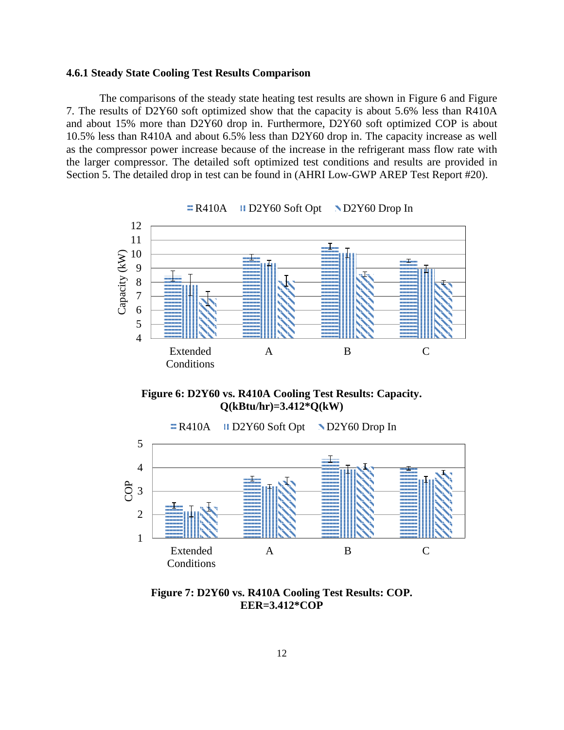### 4.6.1 Steady State Cooling Test Results Comparison

The comparisons of the steady state heating test results are shown in Figure 6 and Figure 7. The results of D2Y60 soft optimized show that the capacity is about 5.6% less than R410A and about 15% more than D2Y60 drop in. Furthermore, D2Y60 soft optimized COP is about 10.5% less than R410A and about 6.5% less than D2Y60 drop in. The capacity increase as well as the compressor power increase because of the increase in the refrigerant mass flow rate with the larger compressor. The detailed soft optimized test conditions and results are provided in Section 5. The detailed drop in test can be found in (AHRI Low-GWP AREP Test Report #20).

**Figure 6: D2Y60 vs. R410A Cooling Test Results: Capacity. Q(kBtu/hr)=3.412*Q(kW)**

**Figure 7: D2Y60 vs. R410A Cooling Test Results: COP. EER=3.412*COP**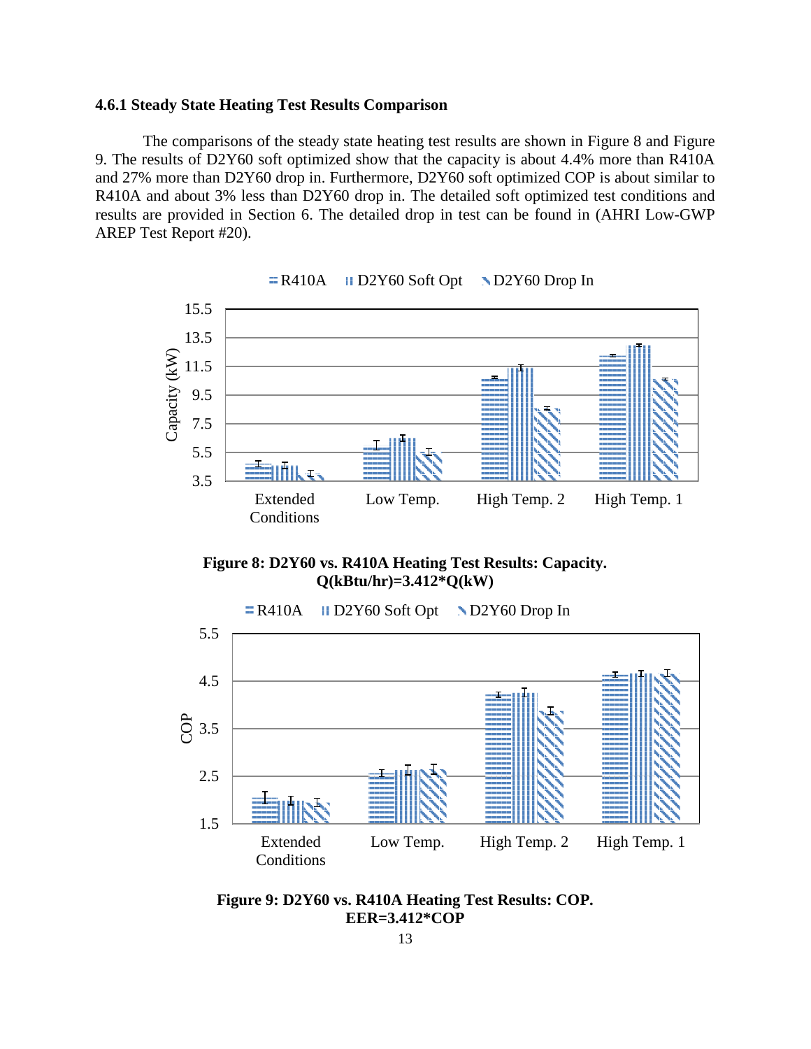### 4.6.1 Steady State Heating Test Results Comparison

The comparisons of the steady state heating test results are shown in Figure 8 and Figure 9. The results of D2Y60 soft optimized show that the capacity is about 4.4% more than R410A and 27% more than D2Y60 drop in. Furthermore, D2Y60 soft optimized COP is about similar to R410A and about 3% less than D2Y60 drop in. The detailed soft optimized test conditions and results are provided in Section 6. The detailed drop in test can be found in (AHRI Low-GWP AREP Test Report #20).

**Figure 8: D2Y60 vs. R410A Heating Test Results: Capacity. Q(kBtu/hr)=3.412*Q(kW)**

**Figure 9: D2Y60 vs. R410A Heating Test Results: COP. EER=3.412*COP**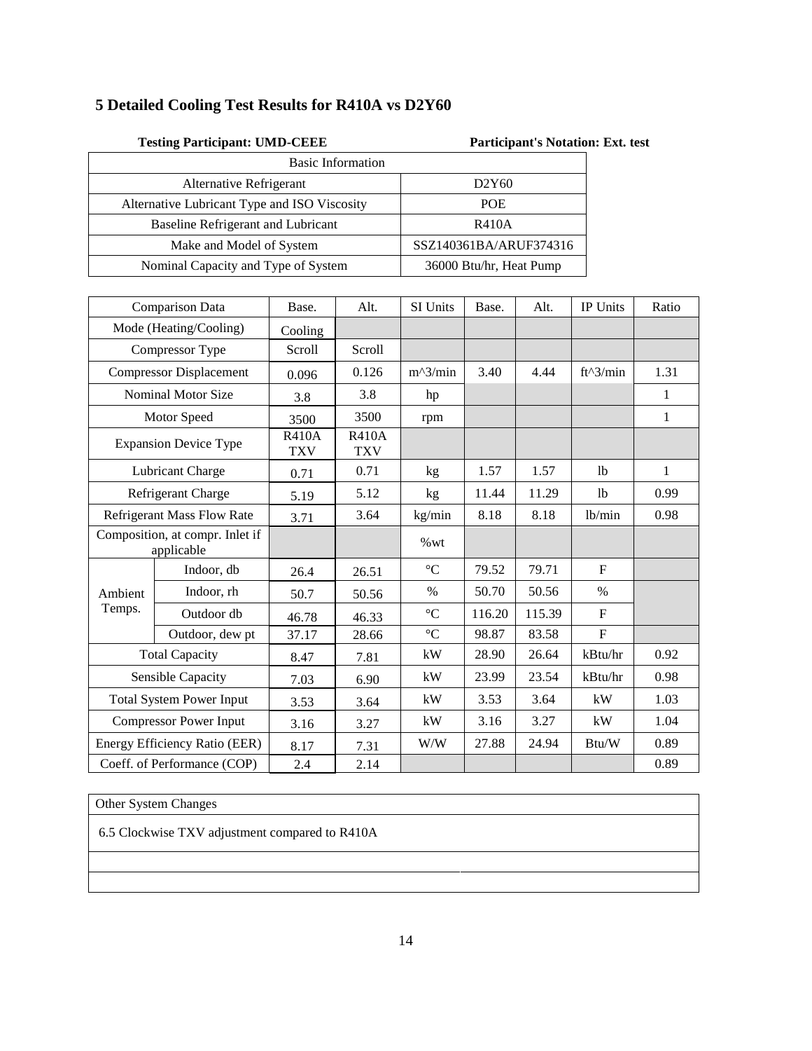## 5 Detailed Cooling Test Results for R410A vs D2Y60

**Testing Participant: UMD-CEEE** **Participant's Notation: Ext. test**

| Basic Information | |
|---|---|
| Alternative Refrigerant | D2Y60 |
| Alternative Lubricant Type and ISO Viscosity | POE |
| Baseline Refrigerant and Lubricant | R410A |
| Make and Model of System | SSZ140361BA/ARUF374316 |
| Nominal Capacity and Type of System | 36000 Btu/hr, Heat Pump |

| Comparison Data | | Base. | Alt. | SI Units | Base. | Alt. | IP Units | Ratio |
|---|---|---|---|---|---|---|---|---|
| Mode (Heating/Cooling) | | Cooling | | | | | | |
| Compressor Type | | Scroll | Scroll | | | | | |
| Compressor Displacement | | 0.096 | 0.126 | m^3/min | 3.40 | 4.44 | ft^3/min | 1.31 |
| Nominal Motor Size | | 3.8 | 3.8 | hp | | | | 1 |
| Motor Speed | | 3500 | 3500 | rpm | | | | 1 |
| Expansion Device Type | | R410A TXV | R410A TXV | | | | | |
| Lubricant Charge | | 0.71 | 0.71 | kg | 1.57 | 1.57 | lb | 1 |
| Refrigerant Charge | | 5.19 | 5.12 | kg | 11.44 | 11.29 | lb | 0.99 |
| Refrigerant Mass Flow Rate | | 3.71 | 3.64 | kg/min | 8.18 | 8.18 | lb/min | 0.98 |
| Composition, at compr. Inlet if applicable | | | | %wt | | | | |
| Ambient Temps. | Indoor, db | 26.4 | 26.51 | °C | 79.52 | 79.71 | F | |
| | Indoor, rh | 50.7 | 50.56 | % | 50.70 | 50.56 | % | |
| | Outdoor db | 46.78 | 46.33 | °C | 116.20 | 115.39 | F | |
| | Outdoor, dew pt | 37.17 | 28.66 | °C | 98.87 | 83.58 | F | |
| Total Capacity | | 8.47 | 7.81 | kW | 28.90 | 26.64 | kBtu/hr | 0.92 |
| Sensible Capacity | | 7.03 | 6.90 | kW | 23.99 | 23.54 | kBtu/hr | 0.98 |
| Total System Power Input | | 3.53 | 3.64 | kW | 3.53 | 3.64 | kW | 1.03 |
| Compressor Power Input | | 3.16 | 3.27 | kW | 3.16 | 3.27 | kW | 1.04 |
| Energy Efficiency Ratio (EER) | | 8.17 | 7.31 | W/W | 27.88 | 24.94 | Btu/W | 0.89 |
| Coeff. of Performance (COP) | | 2.4 | 2.14 | | | | | 0.89 |

| Other System Changes |
|---|
| 6.5 Clockwise TXV adjustment compared to R410A |
| |
| |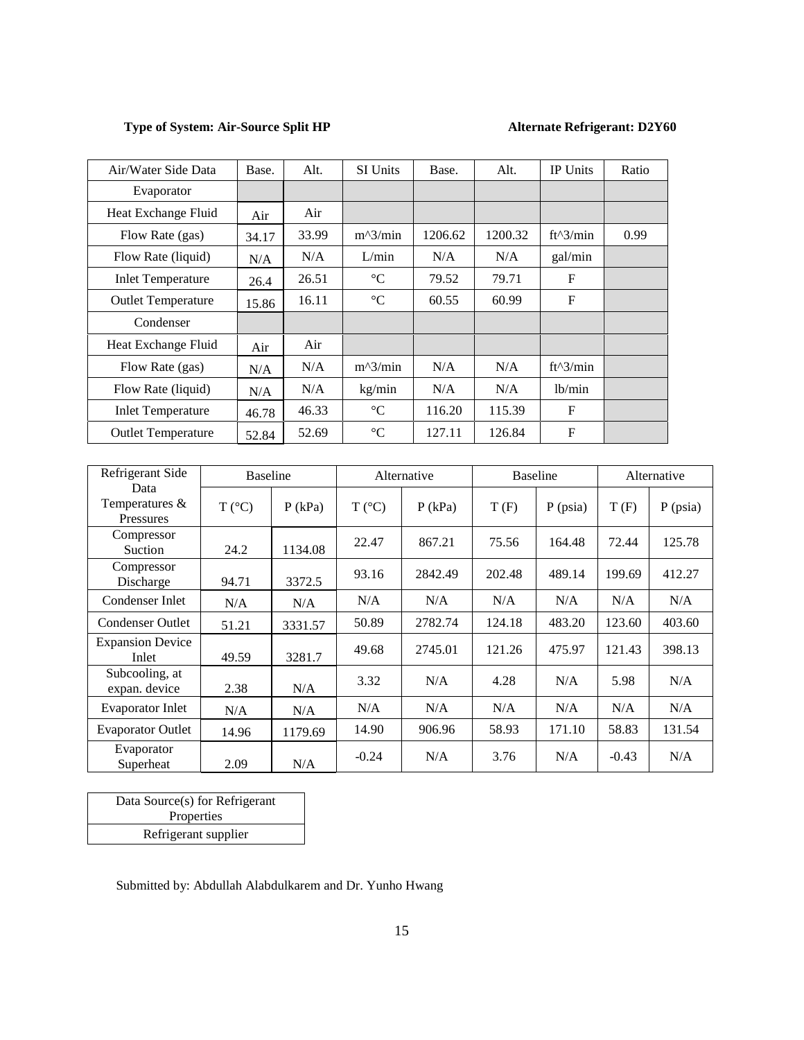**Type of System: Air-Source Split HP** **Alternate Refrigerant: D2Y60**

| Air/Water Side Data | Base. | Alt. | SI Units | Base. | Alt. | IP Units | Ratio |
|---|---|---|---|---|---|---|---|
| Evaporator | | | | | | | |
| Heat Exchange Fluid | Air | Air | | | | | |
| Flow Rate (gas) | 34.17 | 33.99 | m^3/min | 1206.62 | 1200.32 | ft^3/min | 0.99 |
| Flow Rate (liquid) | N/A | N/A | L/min | N/A | N/A | gal/min | |
| Inlet Temperature | 26.4 | 26.51 | °C | 79.52 | 79.71 | F | |
| Outlet Temperature | 15.86 | 16.11 | °C | 60.55 | 60.99 | F | |
| Condenser | | | | | | | |
| Heat Exchange Fluid | Air | Air | | | | | |
| Flow Rate (gas) | N/A | N/A | m^3/min | N/A | N/A | ft^3/min | |
| Flow Rate (liquid) | N/A | N/A | kg/min | N/A | N/A | lb/min | |
| Inlet Temperature | 46.78 | 46.33 | °C | 116.20 | 115.39 | F | |
| Outlet Temperature | 52.84 | 52.69 | °C | 127.11 | 126.84 | F | |

| Refrigerant Side Data | Baseline | | Alternative | | Baseline | | Alternative | |
|---|---|---|---|---|---|---|---|---|
| Temperatures & Pressures | T (°C) | P (kPa) | T (°C) | P (kPa) | T (F) | P (psia) | T (F) | P (psia) |
| Compressor Suction | 24.2 | 1134.08 | 22.47 | 867.21 | 75.56 | 164.48 | 72.44 | 125.78 |
| Compressor Discharge | 94.71 | 3372.5 | 93.16 | 2842.49 | 202.48 | 489.14 | 199.69 | 412.27 |
| Condenser Inlet | N/A | N/A | N/A | N/A | N/A | N/A | N/A | N/A |
| Condenser Outlet | 51.21 | 3331.57 | 50.89 | 2782.74 | 124.18 | 483.20 | 123.60 | 403.60 |
| Expansion Device Inlet | 49.59 | 3281.7 | 49.68 | 2745.01 | 121.26 | 475.97 | 121.43 | 398.13 |
| Subcooling, at expan. device | 2.38 | N/A | 3.32 | N/A | 4.28 | N/A | 5.98 | N/A |
| Evaporator Inlet | N/A | N/A | N/A | N/A | N/A | N/A | N/A | N/A |
| Evaporator Outlet | 14.96 | 1179.69 | 14.90 | 906.96 | 58.93 | 171.10 | 58.83 | 131.54 |
| Evaporator Superheat | 2.09 | N/A | -0.24 | N/A | 3.76 | N/A | -0.43 | N/A |

| Data Source(s) for Refrigerant Properties |
|---|
| Refrigerant supplier |

Submitted by: Abdullah Alabdulkarem and Dr. Yunho Hwang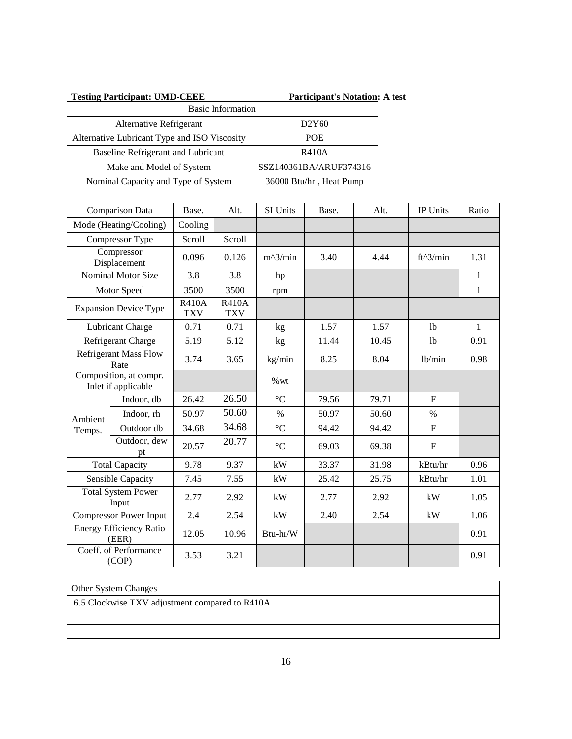**Testing Participant: UMD-CEEE** **Participant's Notation: A test**

| Basic Information | |
|---|---|
| Alternative Refrigerant | D2Y60 |
| Alternative Lubricant Type and ISO Viscosity | POE |
| Baseline Refrigerant and Lubricant | R410A |
| Make and Model of System | SSZ140361BA/ARUF374316 |
| Nominal Capacity and Type of System | 36000 Btu/hr , Heat Pump |

| Comparison Data | | Base. | Alt. | SI Units | Base. | Alt. | IP Units | Ratio |
|---|---|---|---|---|---|---|---|---|
| Mode (Heating/Cooling) | | Cooling | | | | | | |
| Compressor Type | | Scroll | Scroll | | | | | |
| Compressor Displacement | | 0.096 | 0.126 | m^3/min | 3.40 | 4.44 | ft^3/min | 1.31 |
| Nominal Motor Size | | 3.8 | 3.8 | hp | | | | 1 |
| Motor Speed | | 3500 | 3500 | rpm | | | | 1 |
| Expansion Device Type | | R410A TXV | R410A TXV | | | | | |
| Lubricant Charge | | 0.71 | 0.71 | kg | 1.57 | 1.57 | lb | 1 |
| Refrigerant Charge | | 5.19 | 5.12 | kg | 11.44 | 10.45 | lb | 0.91 |
| Refrigerant Mass Flow Rate | | 3.74 | 3.65 | kg/min | 8.25 | 8.04 | lb/min | 0.98 |
| Composition, at compr. Inlet if applicable | | | | %wt | | | | |
| Ambient Temps. | Indoor, db | 26.42 | 26.50 | °C | 79.56 | 79.71 | F | |
| | Indoor, rh | 50.97 | 50.60 | % | 50.97 | 50.60 | % | |
| | Outdoor db | 34.68 | 34.68 | °C | 94.42 | 94.42 | F | |
| | Outdoor, dew pt | 20.57 | 20.77 | °C | 69.03 | 69.38 | F | |
| Total Capacity | | 9.78 | 9.37 | kW | 33.37 | 31.98 | kBtu/hr | 0.96 |
| Sensible Capacity | | 7.45 | 7.55 | kW | 25.42 | 25.75 | kBtu/hr | 1.01 |
| Total System Power Input | | 2.77 | 2.92 | kW | 2.77 | 2.92 | kW | 1.05 |
| Compressor Power Input | | 2.4 | 2.54 | kW | 2.40 | 2.54 | kW | 1.06 |
| Energy Efficiency Ratio (EER) | | 12.05 | 10.96 | Btu-hr/W | | | | 0.91 |
| Coeff. of Performance (COP) | | 3.53 | 3.21 | | | | | 0.91 |

| Other System Changes |
|---|
| 6.5 Clockwise TXV adjustment compared to R410A |
| |
| |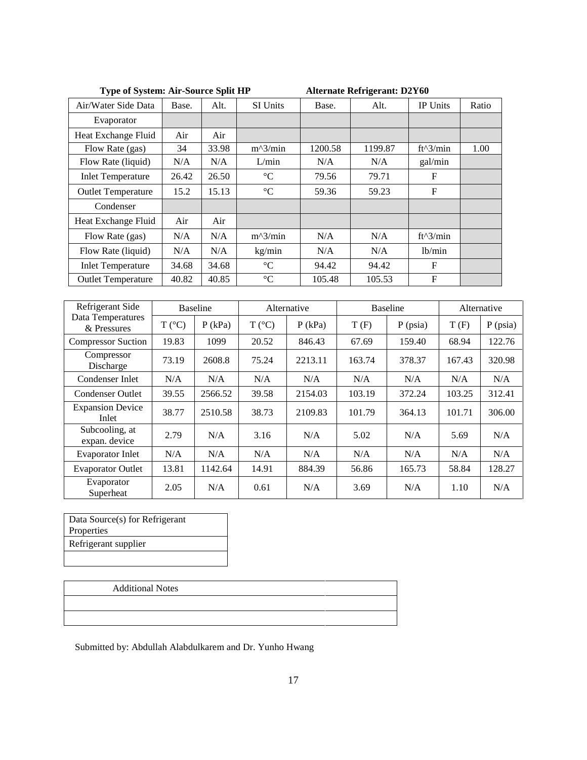**Type of System: Air-Source Split HP** | **Alternate Refrigerant: D2Y60**

| Air/Water Side Data | Base. | Alt. | SI Units | Base. | Alt. | IP Units | Ratio |
|---|---|---|---|---|---|---|---|
| Evaporator | | | | | | | |
| Heat Exchange Fluid | Air | Air | | | | | |
| Flow Rate (gas) | 34 | 33.98 | m^3/min | 1200.58 | 1199.87 | ft^3/min | 1.00 |
| Flow Rate (liquid) | N/A | N/A | L/min | N/A | N/A | gal/min | |
| Inlet Temperature | 26.42 | 26.50 | °C | 79.56 | 79.71 | F | |
| Outlet Temperature | 15.2 | 15.13 | °C | 59.36 | 59.23 | F | |
| Condenser | | | | | | | |
| Heat Exchange Fluid | Air | Air | | | | | |
| Flow Rate (gas) | N/A | N/A | m^3/min | N/A | N/A | ft^3/min | |
| Flow Rate (liquid) | N/A | N/A | kg/min | N/A | N/A | lb/min | |
| Inlet Temperature | 34.68 | 34.68 | °C | 94.42 | 94.42 | F | |
| Outlet Temperature | 40.82 | 40.85 | °C | 105.48 | 105.53 | F | |

| Refrigerant Side Data Temperatures & Pressures | Baseline | | Alternative | | Baseline | | Alternative | |
|---|---|---|---|---|---|---|---|---|
| | T (°C) | P (kPa) | T (°C) | P (kPa) | T (F) | P (psia) | T (F) | P (psia) |
| Compressor Suction | 19.83 | 1099 | 20.52 | 846.43 | 67.69 | 159.40 | 68.94 | 122.76 |
| Compressor Discharge | 73.19 | 2608.8 | 75.24 | 2213.11 | 163.74 | 378.37 | 167.43 | 320.98 |
| Condenser Inlet | N/A | N/A | N/A | N/A | N/A | N/A | N/A | N/A |
| Condenser Outlet | 39.55 | 2566.52 | 39.58 | 2154.03 | 103.19 | 372.24 | 103.25 | 312.41 |
| Expansion Device Inlet | 38.77 | 2510.58 | 38.73 | 2109.83 | 101.79 | 364.13 | 101.71 | 306.00 |
| Subcooling, at expan. device | 2.79 | N/A | 3.16 | N/A | 5.02 | N/A | 5.69 | N/A |
| Evaporator Inlet | N/A | N/A | N/A | N/A | N/A | N/A | N/A | N/A |
| Evaporator Outlet | 13.81 | 1142.64 | 14.91 | 884.39 | 56.86 | 165.73 | 58.84 | 128.27 |
| Evaporator Superheat | 2.05 | N/A | 0.61 | N/A | 3.69 | N/A | 1.10 | N/A |

| Data Source(s) for Refrigerant Properties |
|---|
| Refrigerant supplier |
| |

| Additional Notes | |
|---|---|
| | |
| | |

Submitted by: Abdullah Alabdulkarem and Dr. Yunho Hwang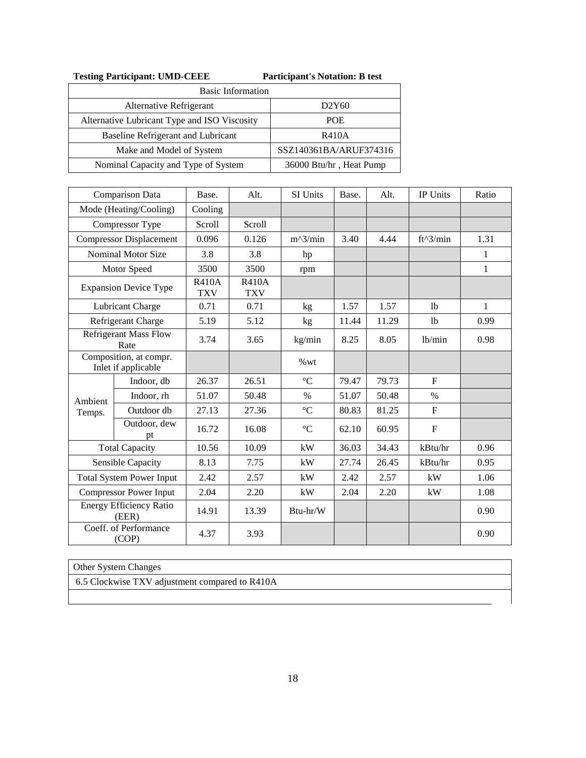**Testing Participant: UMD-CEEE** **Participant's Notation: B test**

| Basic Information | |
|---|---|
| Alternative Refrigerant | D2Y60 |
| Alternative Lubricant Type and ISO Viscosity | POE |
| Baseline Refrigerant and Lubricant | R410A |
| Make and Model of System | SSZ140361BA/ARUF374316 |
| Nominal Capacity and Type of System | 36000 Btu/hr , Heat Pump |

| Comparison Data | | Base. | Alt. | SI Units | Base. | Alt. | IP Units | Ratio |
|---|---|---|---|---|---|---|---|---|
| Mode (Heating/Cooling) | | Cooling | | | | | | |
| Compressor Type | | Scroll | Scroll | | | | | |
| Compressor Displacement | | 0.096 | 0.126 | m^3/min | 3.40 | 4.44 | ft^3/min | 1.31 |
| Nominal Motor Size | | 3.8 | 3.8 | hp | | | | 1 |
| Motor Speed | | 3500 | 3500 | rpm | | | | 1 |
| Expansion Device Type | | R410A TXV | R410A TXV | | | | | |
| Lubricant Charge | | 0.71 | 0.71 | kg | 1.57 | 1.57 | lb | 1 |
| Refrigerant Charge | | 5.19 | 5.12 | kg | 11.44 | 11.29 | lb | 0.99 |
| Refrigerant Mass Flow Rate | | 3.74 | 3.65 | kg/min | 8.25 | 8.05 | lb/min | 0.98 |
| Composition, at compr. Inlet if applicable | | | | %wt | | | | |
| Ambient Temps. | Indoor, db | 26.37 | 26.51 | °C | 79.47 | 79.73 | F | |
| | Indoor, rh | 51.07 | 50.48 | % | 51.07 | 50.48 | % | |
| | Outdoor db | 27.13 | 27.36 | °C | 80.83 | 81.25 | F | |
| | Outdoor, dew pt | 16.72 | 16.08 | °C | 62.10 | 60.95 | F | |
| Total Capacity | | 10.56 | 10.09 | kW | 36.03 | 34.43 | kBtu/hr | 0.96 |
| Sensible Capacity | | 8.13 | 7.75 | kW | 27.74 | 26.45 | kBtu/hr | 0.95 |
| Total System Power Input | | 2.42 | 2.57 | kW | 2.42 | 2.57 | kW | 1.06 |
| Compressor Power Input | | 2.04 | 2.20 | kW | 2.04 | 2.20 | kW | 1.08 |
| Energy Efficiency Ratio (EER) | | 14.91 | 13.39 | Btu-hr/W | | | | 0.90 |
| Coeff. of Performance (COP) | | 4.37 | 3.93 | | | | | 0.90 |

| Other System Changes |
|---|
| 6.5 Clockwise TXV adjustment compared to R410A |
| |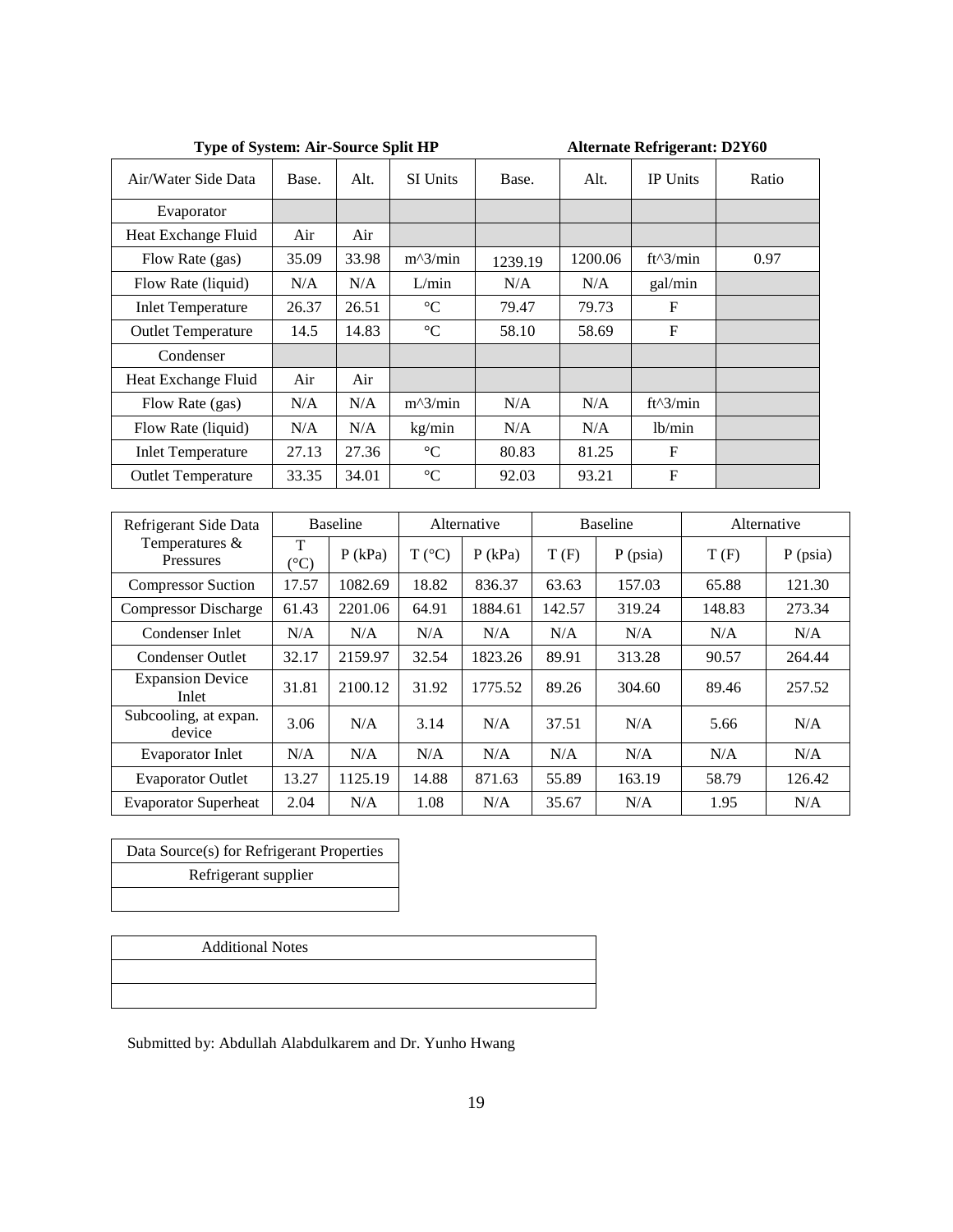**Type of System: Air-Source Split HP** **Alternate Refrigerant: D2Y60**

| Air/Water Side Data | Base. | Alt. | SI Units | Base. | Alt. | IP Units | Ratio |
|---|---|---|---|---|---|---|---|
| Evaporator | | | | | | | |
| Heat Exchange Fluid | Air | Air | | | | | |
| Flow Rate (gas) | 35.09 | 33.98 | m^3/min | 1239.19 | 1200.06 | ft^3/min | 0.97 |
| Flow Rate (liquid) | N/A | N/A | L/min | N/A | N/A | gal/min | |
| Inlet Temperature | 26.37 | 26.51 | °C | 79.47 | 79.73 | F | |
| Outlet Temperature | 14.5 | 14.83 | °C | 58.10 | 58.69 | F | |
| Condenser | | | | | | | |
| Heat Exchange Fluid | Air | Air | | | | | |
| Flow Rate (gas) | N/A | N/A | m^3/min | N/A | N/A | ft^3/min | |
| Flow Rate (liquid) | N/A | N/A | kg/min | N/A | N/A | lb/min | |
| Inlet Temperature | 27.13 | 27.36 | °C | 80.83 | 81.25 | F | |
| Outlet Temperature | 33.35 | 34.01 | °C | 92.03 | 93.21 | F | |

| Refrigerant Side Data | Baseline | | Alternative | | Baseline | | Alternative | |
|---|---|---|---|---|---|---|---|---|
| Temperatures & Pressures | T (°C) | P (kPa) | T (°C) | P (kPa) | T (F) | P (psia) | T (F) | P (psia) |
| Compressor Suction | 17.57 | 1082.69 | 18.82 | 836.37 | 63.63 | 157.03 | 65.88 | 121.30 |
| Compressor Discharge | 61.43 | 2201.06 | 64.91 | 1884.61 | 142.57 | 319.24 | 148.83 | 273.34 |
| Condenser Inlet | N/A | N/A | N/A | N/A | N/A | N/A | N/A | N/A |
| Condenser Outlet | 32.17 | 2159.97 | 32.54 | 1823.26 | 89.91 | 313.28 | 90.57 | 264.44 |
| Expansion Device Inlet | 31.81 | 2100.12 | 31.92 | 1775.52 | 89.26 | 304.60 | 89.46 | 257.52 |
| Subcooling, at expan. device | 3.06 | N/A | 3.14 | N/A | 37.51 | N/A | 5.66 | N/A |
| Evaporator Inlet | N/A | N/A | N/A | N/A | N/A | N/A | N/A | N/A |
| Evaporator Outlet | 13.27 | 1125.19 | 14.88 | 871.63 | 55.89 | 163.19 | 58.79 | 126.42 |
| Evaporator Superheat | 2.04 | N/A | 1.08 | N/A | 35.67 | N/A | 1.95 | N/A |

| Data Source(s) for Refrigerant Properties |
|---|
| Refrigerant supplier |
| |

| Additional Notes |
|---|
| |
| |

Submitted by: Abdullah Alabdulkarem and Dr. Yunho Hwang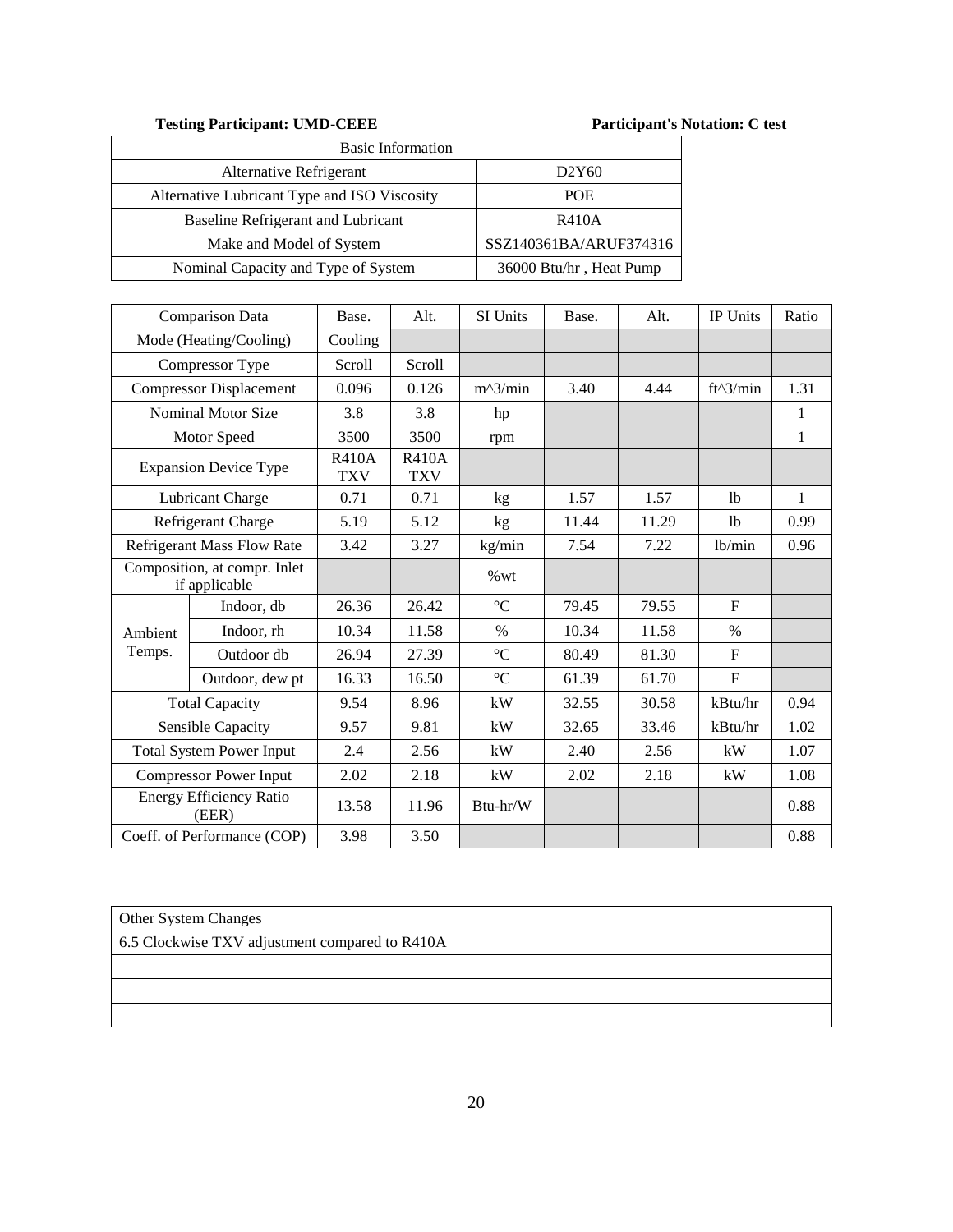**Testing Participant: UMD-CEEE** **Participant's Notation: C test**

| Basic Information | |
|---|---|
| Alternative Refrigerant | D2Y60 |
| Alternative Lubricant Type and ISO Viscosity | POE |
| Baseline Refrigerant and Lubricant | R410A |
| Make and Model of System | SSZ140361BA/ARUF374316 |
| Nominal Capacity and Type of System | 36000 Btu/hr , Heat Pump |

| Comparison Data | | Base. | Alt. | SI Units | Base. | Alt. | IP Units | Ratio |
|---|---|---|---|---|---|---|---|---|
| Mode (Heating/Cooling) | | Cooling | | | | | | |
| Compressor Type | | Scroll | Scroll | | | | | |
| Compressor Displacement | | 0.096 | 0.126 | m^3/min | 3.40 | 4.44 | ft^3/min | 1.31 |
| Nominal Motor Size | | 3.8 | 3.8 | hp | | | | 1 |
| Motor Speed | | 3500 | 3500 | rpm | | | | 1 |
| Expansion Device Type | | R410A TXV | R410A TXV | | | | | |
| Lubricant Charge | | 0.71 | 0.71 | kg | 1.57 | 1.57 | lb | 1 |
| Refrigerant Charge | | 5.19 | 5.12 | kg | 11.44 | 11.29 | lb | 0.99 |
| Refrigerant Mass Flow Rate | | 3.42 | 3.27 | kg/min | 7.54 | 7.22 | lb/min | 0.96 |
| Composition, at compr. Inlet if applicable | | | | %wt | | | | |
| Ambient Temps. | Indoor, db | 26.36 | 26.42 | °C | 79.45 | 79.55 | F | |
| | Indoor, rh | 10.34 | 11.58 | % | 10.34 | 11.58 | % | |
| | Outdoor db | 26.94 | 27.39 | °C | 80.49 | 81.30 | F | |
| | Outdoor, dew pt | 16.33 | 16.50 | °C | 61.39 | 61.70 | F | |
| Total Capacity | | 9.54 | 8.96 | kW | 32.55 | 30.58 | kBtu/hr | 0.94 |
| Sensible Capacity | | 9.57 | 9.81 | kW | 32.65 | 33.46 | kBtu/hr | 1.02 |
| Total System Power Input | | 2.4 | 2.56 | kW | 2.40 | 2.56 | kW | 1.07 |
| Compressor Power Input | | 2.02 | 2.18 | kW | 2.02 | 2.18 | kW | 1.08 |
| Energy Efficiency Ratio (EER) | | 13.58 | 11.96 | Btu-hr/W | | | | 0.88 |
| Coeff. of Performance (COP) | | 3.98 | 3.50 | | | | | 0.88 |

| Other System Changes |
|---|
| 6.5 Clockwise TXV adjustment compared to R410A |
| |
| |
| |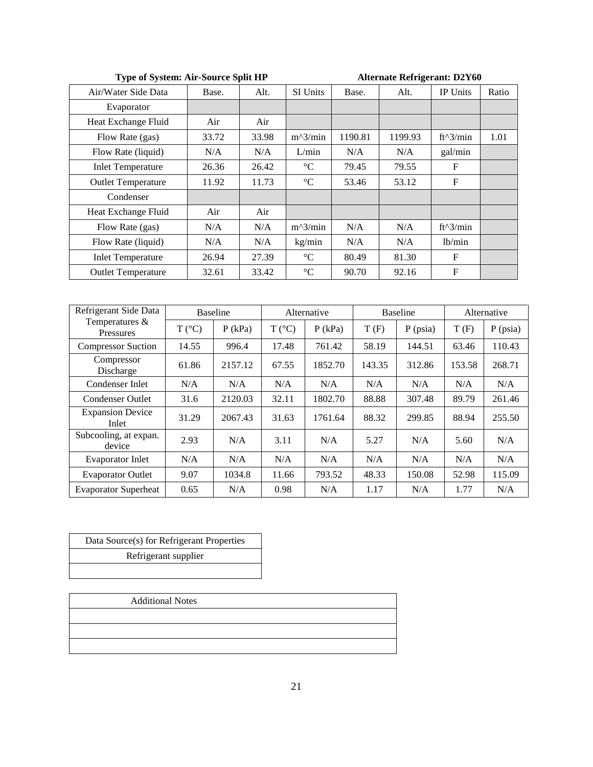**Type of System: Air-Source Split HP** **Alternate Refrigerant: D2Y60**

| Air/Water Side Data | Base. | Alt. | SI Units | Base. | Alt. | IP Units | Ratio |
|---|---|---|---|---|---|---|---|
| Evaporator | | | | | | | |
| Heat Exchange Fluid | Air | Air | | | | | |
| Flow Rate (gas) | 33.72 | 33.98 | m^3/min | 1190.81 | 1199.93 | ft^3/min | 1.01 |
| Flow Rate (liquid) | N/A | N/A | L/min | N/A | N/A | gal/min | |
| Inlet Temperature | 26.36 | 26.42 | °C | 79.45 | 79.55 | F | |
| Outlet Temperature | 11.92 | 11.73 | °C | 53.46 | 53.12 | F | |
| Condenser | | | | | | | |
| Heat Exchange Fluid | Air | Air | | | | | |
| Flow Rate (gas) | N/A | N/A | m^3/min | N/A | N/A | ft^3/min | |
| Flow Rate (liquid) | N/A | N/A | kg/min | N/A | N/A | lb/min | |
| Inlet Temperature | 26.94 | 27.39 | °C | 80.49 | 81.30 | F | |
| Outlet Temperature | 32.61 | 33.42 | °C | 90.70 | 92.16 | F | |

| Refrigerant Side Data Temperatures & Pressures | Baseline | | Alternative | | Baseline | | Alternative | |
|---|---|---|---|---|---|---|---|---|
| | T (°C) | P (kPa) | T (°C) | P (kPa) | T (F) | P (psia) | T (F) | P (psia) |
| Compressor Suction | 14.55 | 996.4 | 17.48 | 761.42 | 58.19 | 144.51 | 63.46 | 110.43 |
| Compressor Discharge | 61.86 | 2157.12 | 67.55 | 1852.70 | 143.35 | 312.86 | 153.58 | 268.71 |
| Condenser Inlet | N/A | N/A | N/A | N/A | N/A | N/A | N/A | N/A |
| Condenser Outlet | 31.6 | 2120.03 | 32.11 | 1802.70 | 88.88 | 307.48 | 89.79 | 261.46 |
| Expansion Device Inlet | 31.29 | 2067.43 | 31.63 | 1761.64 | 88.32 | 299.85 | 88.94 | 255.50 |
| Subcooling, at expan. device | 2.93 | N/A | 3.11 | N/A | 5.27 | N/A | 5.60 | N/A |
| Evaporator Inlet | N/A | N/A | N/A | N/A | N/A | N/A | N/A | N/A |
| Evaporator Outlet | 9.07 | 1034.8 | 11.66 | 793.52 | 48.33 | 150.08 | 52.98 | 115.09 |
| Evaporator Superheat | 0.65 | N/A | 0.98 | N/A | 1.17 | N/A | 1.77 | N/A |

| Data Source(s) for Refrigerant Properties |
|---|
| Refrigerant supplier |
| |

| Additional Notes |
|---|
| |
| |
| |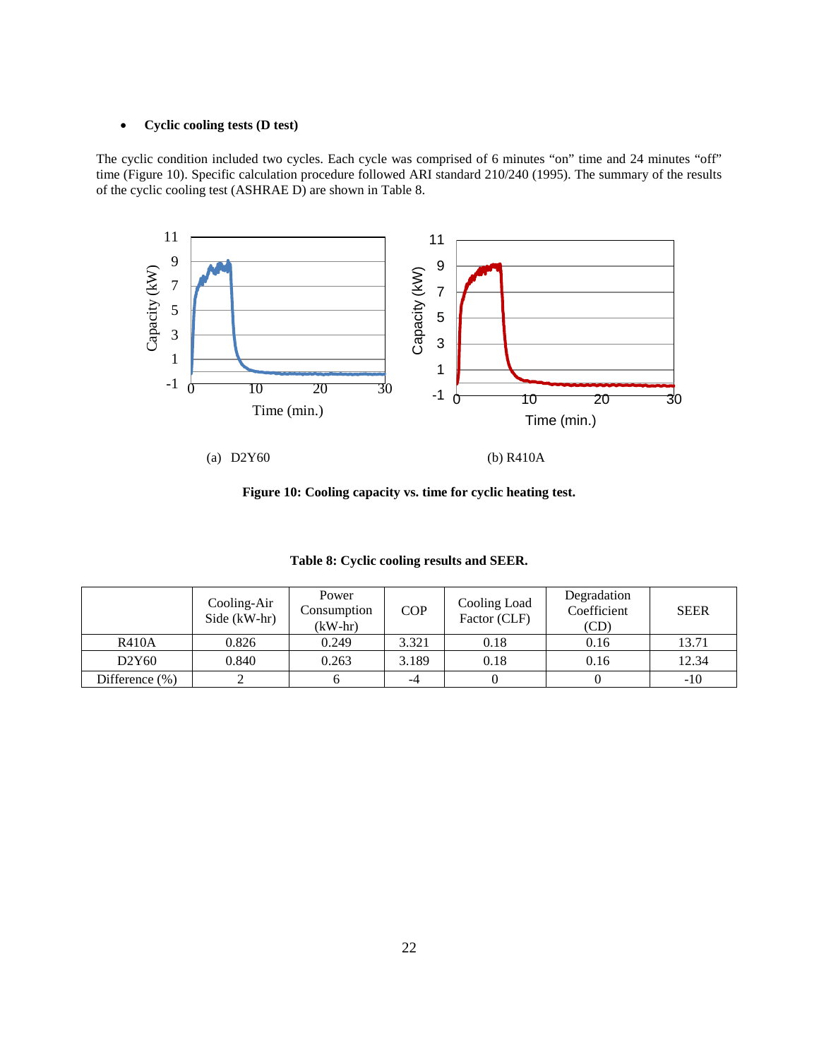- **Cyclic cooling tests (D test)**

The cyclic condition included two cycles. Each cycle was comprised of 6 minutes "on" time and 24 minutes "off" time (Figure 10). Specific calculation procedure followed ARI standard 210/240 (1995). The summary of the results of the cyclic cooling test (ASHRAE D) are shown in Table 8.

(a) D2Y60 (b) R410A

**Figure 10: Cooling capacity vs. time for cyclic heating test.**

**Table 8: Cyclic cooling results and SEER.**

| | Cooling-Air Side (kW-hr) | Power Consumption (kW-hr) | COP | Cooling Load Factor (CLF) | Degradation Coefficient (CD) | SEER |
|---|---|---|---|---|---|---|
| R410A | 0.826 | 0.249 | 3.321 | 0.18 | 0.16 | 13.71 |
| D2Y60 | 0.840 | 0.263 | 3.189 | 0.18 | 0.16 | 12.34 |
| Difference (%) | 2 | 6 | -4 | 0 | 0 | -10 |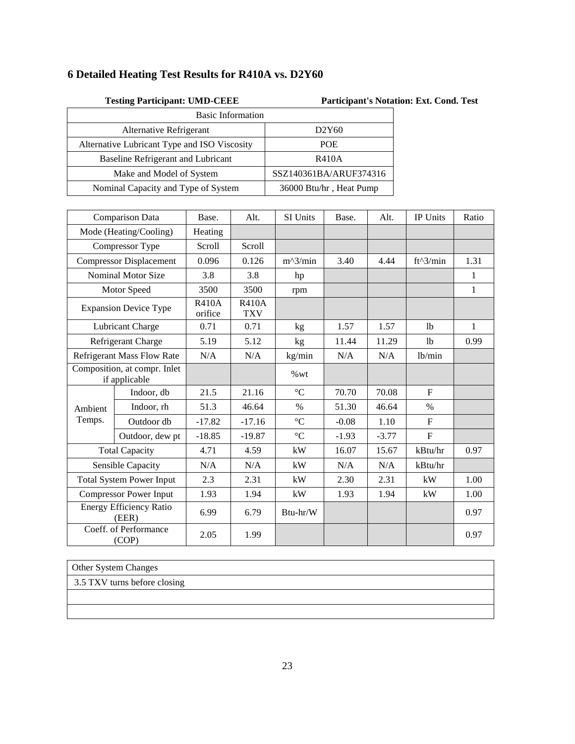# 6 Detailed Heating Test Results for R410A vs. D2Y60

**Testing Participant: UMD-CEEE** **Participant's Notation: Ext. Cond. Test**

| Basic Information | |
|---|---|
| Alternative Refrigerant | D2Y60 |
| Alternative Lubricant Type and ISO Viscosity | POE |
| Baseline Refrigerant and Lubricant | R410A |
| Make and Model of System | SSZ140361BA/ARUF374316 |
| Nominal Capacity and Type of System | 36000 Btu/hr , Heat Pump |

| Comparison Data | | Base. | Alt. | SI Units | Base. | Alt. | IP Units | Ratio |
|---|---|---|---|---|---|---|---|---|
| Mode (Heating/Cooling) | | Heating | | | | | | |
| Compressor Type | | Scroll | Scroll | | | | | |
| Compressor Displacement | | 0.096 | 0.126 | m^3/min | 3.40 | 4.44 | ft^3/min | 1.31 |
| Nominal Motor Size | | 3.8 | 3.8 | hp | | | | 1 |
| Motor Speed | | 3500 | 3500 | rpm | | | | 1 |
| Expansion Device Type | | R410A orifice | R410A TXV | | | | | |
| Lubricant Charge | | 0.71 | 0.71 | kg | 1.57 | 1.57 | lb | 1 |
| Refrigerant Charge | | 5.19 | 5.12 | kg | 11.44 | 11.29 | lb | 0.99 |
| Refrigerant Mass Flow Rate | | N/A | N/A | kg/min | N/A | N/A | lb/min | |
| Composition, at compr. Inlet if applicable | | | | %wt | | | | |
| Ambient Temps. | Indoor, db | 21.5 | 21.16 | °C | 70.70 | 70.08 | F | |
| | Indoor, rh | 51.3 | 46.64 | % | 51.30 | 46.64 | % | |
| | Outdoor db | -17.82 | -17.16 | °C | -0.08 | 1.10 | F | |
| | Outdoor, dew pt | -18.85 | -19.87 | °C | -1.93 | -3.77 | F | |
| Total Capacity | | 4.71 | 4.59 | kW | 16.07 | 15.67 | kBtu/hr | 0.97 |
| Sensible Capacity | | N/A | N/A | kW | N/A | N/A | kBtu/hr | |
| Total System Power Input | | 2.3 | 2.31 | kW | 2.30 | 2.31 | kW | 1.00 |
| Compressor Power Input | | 1.93 | 1.94 | kW | 1.93 | 1.94 | kW | 1.00 |
| Energy Efficiency Ratio (EER) | | 6.99 | 6.79 | Btu-hr/W | | | | 0.97 |
| Coeff. of Performance (COP) | | 2.05 | 1.99 | | | | | 0.97 |

| Other System Changes |
|---|
| 3.5 TXV turns before closing |
| |
| |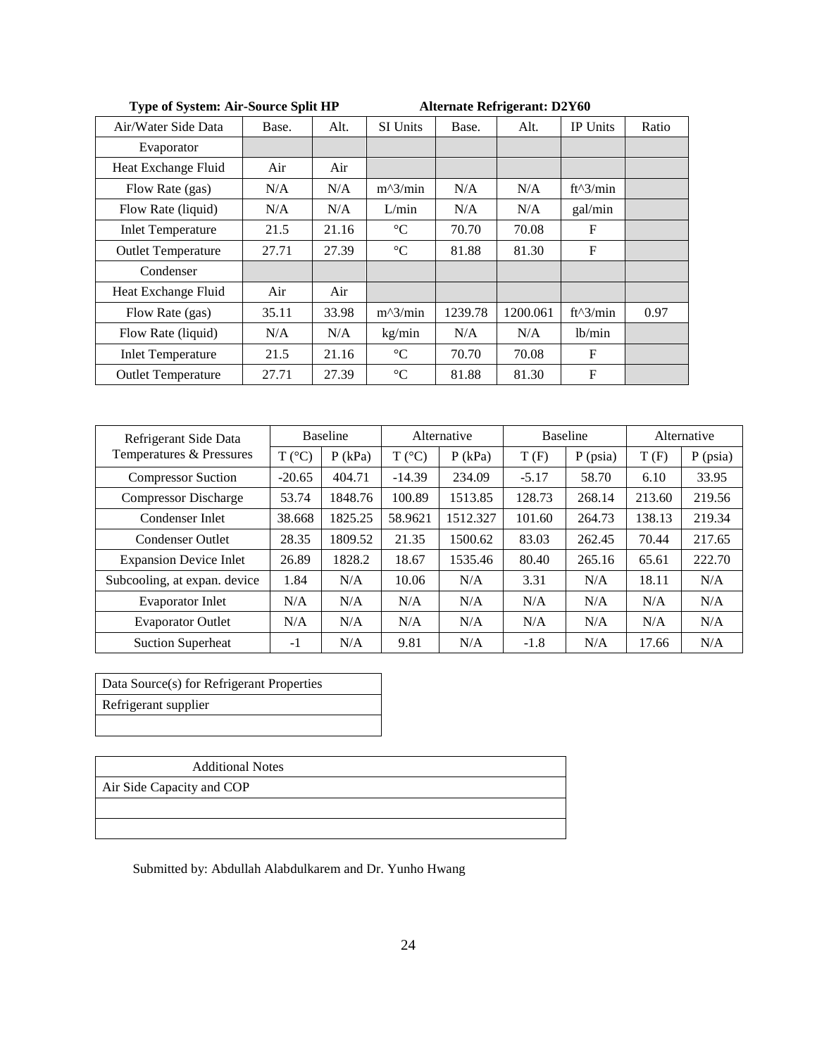**Type of System: Air-Source Split HP** **Alternate Refrigerant: D2Y60**

| Air/Water Side Data | Base. | Alt. | SI Units | Base. | Alt. | IP Units | Ratio |
|---|---|---|---|---|---|---|---|
| Evaporator | | | | | | | |
| Heat Exchange Fluid | Air | Air | | | | | |
| Flow Rate (gas) | N/A | N/A | m^3/min | N/A | N/A | ft^3/min | |
| Flow Rate (liquid) | N/A | N/A | L/min | N/A | N/A | gal/min | |
| Inlet Temperature | 21.5 | 21.16 | °C | 70.70 | 70.08 | F | |
| Outlet Temperature | 27.71 | 27.39 | °C | 81.88 | 81.30 | F | |
| Condenser | | | | | | | |
| Heat Exchange Fluid | Air | Air | | | | | |
| Flow Rate (gas) | 35.11 | 33.98 | m^3/min | 1239.78 | 1200.061 | ft^3/min | 0.97 |
| Flow Rate (liquid) | N/A | N/A | kg/min | N/A | N/A | lb/min | |
| Inlet Temperature | 21.5 | 21.16 | °C | 70.70 | 70.08 | F | |
| Outlet Temperature | 27.71 | 27.39 | °C | 81.88 | 81.30 | F | |

| Refrigerant Side Data Temperatures & Pressures | Baseline | | Alternative | | Baseline | | Alternative | |
|---|---|---|---|---|---|---|---|---|
| | T (°C) | P (kPa) | T (°C) | P (kPa) | T (F) | P (psia) | T (F) | P (psia) |
| Compressor Suction | -20.65 | 404.71 | -14.39 | 234.09 | -5.17 | 58.70 | 6.10 | 33.95 |
| Compressor Discharge | 53.74 | 1848.76 | 100.89 | 1513.85 | 128.73 | 268.14 | 213.60 | 219.56 |
| Condenser Inlet | 38.668 | 1825.25 | 58.9621 | 1512.327 | 101.60 | 264.73 | 138.13 | 219.34 |
| Condenser Outlet | 28.35 | 1809.52 | 21.35 | 1500.62 | 83.03 | 262.45 | 70.44 | 217.65 |
| Expansion Device Inlet | 26.89 | 1828.2 | 18.67 | 1535.46 | 80.40 | 265.16 | 65.61 | 222.70 |
| Subcooling, at expan. device | 1.84 | N/A | 10.06 | N/A | 3.31 | N/A | 18.11 | N/A |
| Evaporator Inlet | N/A | N/A | N/A | N/A | N/A | N/A | N/A | N/A |
| Evaporator Outlet | N/A | N/A | N/A | N/A | N/A | N/A | N/A | N/A |
| Suction Superheat | -1 | N/A | 9.81 | N/A | -1.8 | N/A | 17.66 | N/A |

| Data Source(s) for Refrigerant Properties |
|---|
| Refrigerant supplier |
| |

| Additional Notes |
|---|
| Air Side Capacity and COP |
| |
| |

Submitted by: Abdullah Alabdulkarem and Dr. Yunho Hwang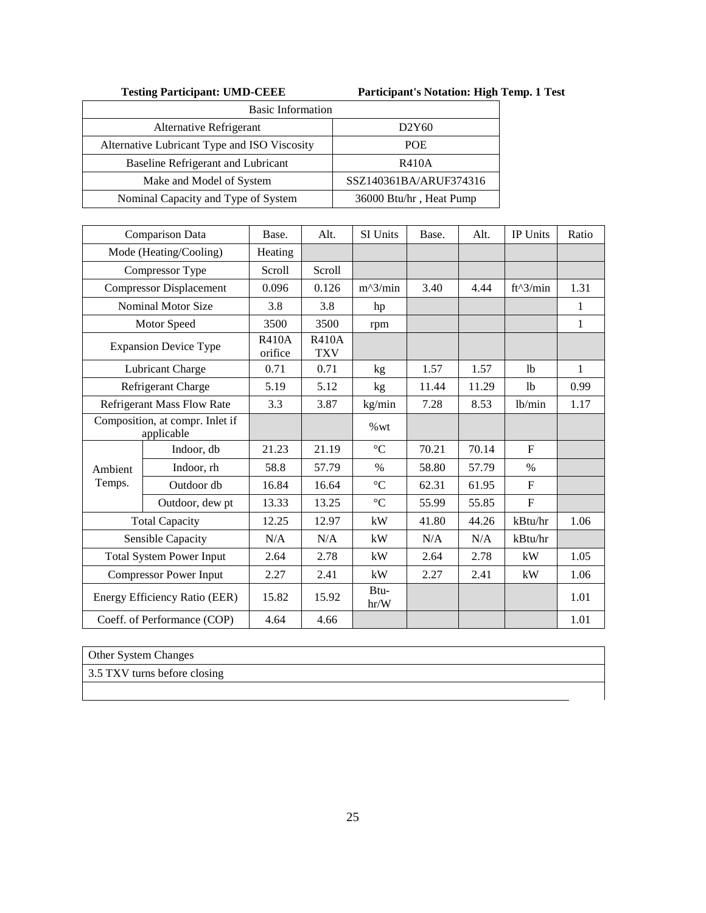**Testing Participant: UMD-CEEE** **Participant's Notation: High Temp. 1 Test**

| Basic Information | |
|---|---|
| Alternative Refrigerant | D2Y60 |
| Alternative Lubricant Type and ISO Viscosity | POE |
| Baseline Refrigerant and Lubricant | R410A |
| Make and Model of System | SSZ140361BA/ARUF374316 |
| Nominal Capacity and Type of System | 36000 Btu/hr , Heat Pump |

| Comparison Data | | Base. | Alt. | SI Units | Base. | Alt. | IP Units | Ratio |
|---|---|---|---|---|---|---|---|---|
| Mode (Heating/Cooling) | | Heating | | | | | | |
| Compressor Type | | Scroll | Scroll | | | | | |
| Compressor Displacement | | 0.096 | 0.126 | m^3/min | 3.40 | 4.44 | ft^3/min | 1.31 |
| Nominal Motor Size | | 3.8 | 3.8 | hp | | | | 1 |
| Motor Speed | | 3500 | 3500 | rpm | | | | 1 |
| Expansion Device Type | | R410A orifice | R410A TXV | | | | | |
| Lubricant Charge | | 0.71 | 0.71 | kg | 1.57 | 1.57 | lb | 1 |
| Refrigerant Charge | | 5.19 | 5.12 | kg | 11.44 | 11.29 | lb | 0.99 |
| Refrigerant Mass Flow Rate | | 3.3 | 3.87 | kg/min | 7.28 | 8.53 | lb/min | 1.17 |
| Composition, at compr. Inlet if applicable | | | | %wt | | | | |
| Ambient Temps. | Indoor, db | 21.23 | 21.19 | °C | 70.21 | 70.14 | F | |
| | Indoor, rh | 58.8 | 57.79 | % | 58.80 | 57.79 | % | |
| | Outdoor db | 16.84 | 16.64 | °C | 62.31 | 61.95 | F | |
| | Outdoor, dew pt | 13.33 | 13.25 | °C | 55.99 | 55.85 | F | |
| Total Capacity | | 12.25 | 12.97 | kW | 41.80 | 44.26 | kBtu/hr | 1.06 |
| Sensible Capacity | | N/A | N/A | kW | N/A | N/A | kBtu/hr | |
| Total System Power Input | | 2.64 | 2.78 | kW | 2.64 | 2.78 | kW | 1.05 |
| Compressor Power Input | | 2.27 | 2.41 | kW | 2.27 | 2.41 | kW | 1.06 |
| Energy Efficiency Ratio (EER) | | 15.82 | 15.92 | Btu-hr/W | | | | 1.01 |
| Coeff. of Performance (COP) | | 4.64 | 4.66 | | | | | 1.01 |

| Other System Changes |
|---|
| 3.5 TXV turns before closing |
| |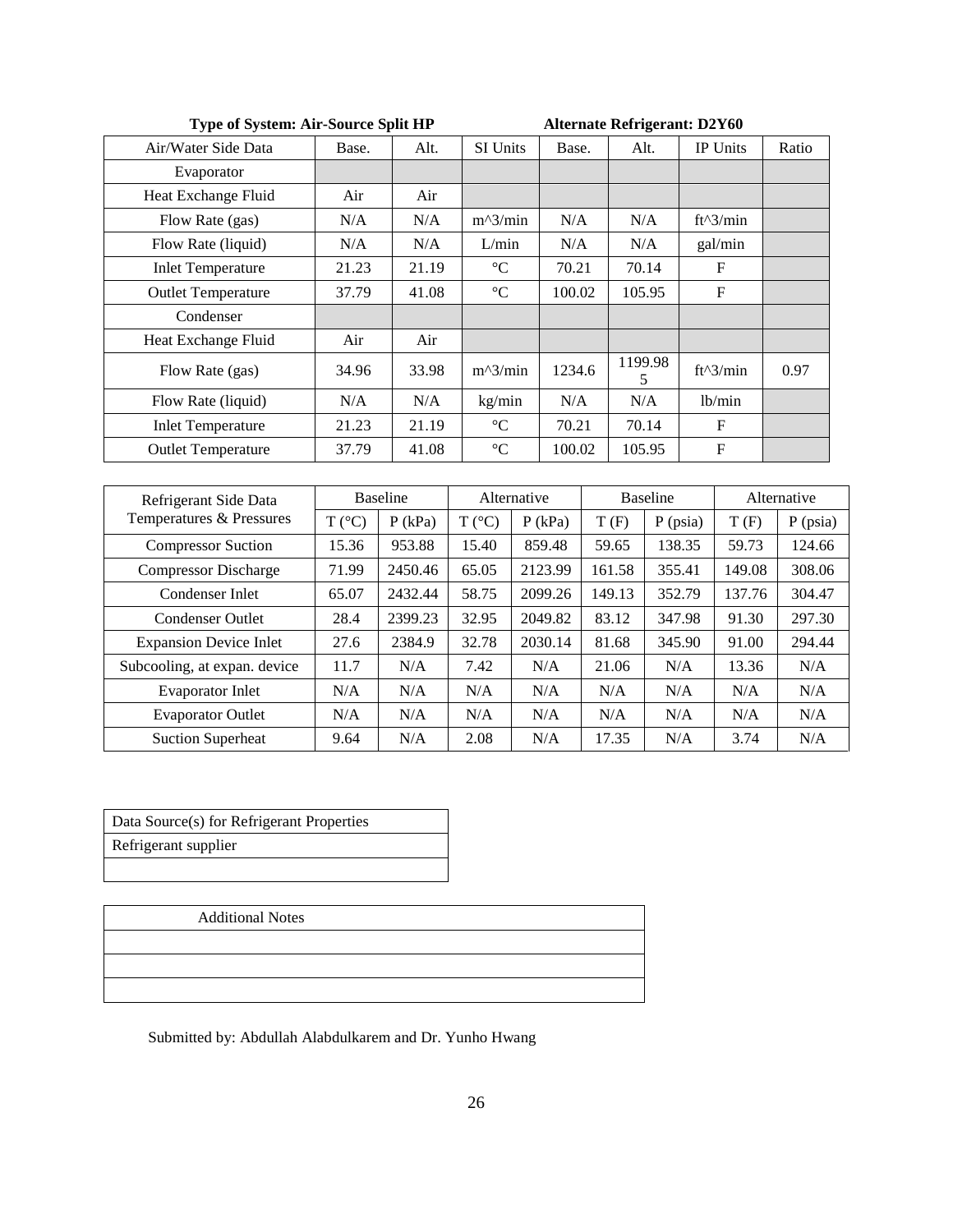**Type of System: Air-Source Split HP** **Alternate Refrigerant: D2Y60**

| Air/Water Side Data | Base. | Alt. | SI Units | Base. | Alt. | IP Units | Ratio |
|---|---|---|---|---|---|---|---|
| Evaporator | | | | | | | |
| Heat Exchange Fluid | Air | Air | | | | | |
| Flow Rate (gas) | N/A | N/A | m^3/min | N/A | N/A | ft^3/min | |
| Flow Rate (liquid) | N/A | N/A | L/min | N/A | N/A | gal/min | |
| Inlet Temperature | 21.23 | 21.19 | °C | 70.21 | 70.14 | F | |
| Outlet Temperature | 37.79 | 41.08 | °C | 100.02 | 105.95 | F | |
| Condenser | | | | | | | |
| Heat Exchange Fluid | Air | Air | | | | | |
| Flow Rate (gas) | 34.96 | 33.98 | m^3/min | 1234.6 | 1199.985 | ft^3/min | 0.97 |
| Flow Rate (liquid) | N/A | N/A | kg/min | N/A | N/A | lb/min | |
| Inlet Temperature | 21.23 | 21.19 | °C | 70.21 | 70.14 | F | |
| Outlet Temperature | 37.79 | 41.08 | °C | 100.02 | 105.95 | F | |

| Refrigerant Side Data Temperatures & Pressures | Baseline | | Alternative | | Baseline | | Alternative | |
|---|---|---|---|---|---|---|---|---|
| | T (°C) | P (kPa) | T (°C) | P (kPa) | T (F) | P (psia) | T (F) | P (psia) |
| Compressor Suction | 15.36 | 953.88 | 15.40 | 859.48 | 59.65 | 138.35 | 59.73 | 124.66 |
| Compressor Discharge | 71.99 | 2450.46 | 65.05 | 2123.99 | 161.58 | 355.41 | 149.08 | 308.06 |
| Condenser Inlet | 65.07 | 2432.44 | 58.75 | 2099.26 | 149.13 | 352.79 | 137.76 | 304.47 |
| Condenser Outlet | 28.4 | 2399.23 | 32.95 | 2049.82 | 83.12 | 347.98 | 91.30 | 297.30 |
| Expansion Device Inlet | 27.6 | 2384.9 | 32.78 | 2030.14 | 81.68 | 345.90 | 91.00 | 294.44 |
| Subcooling, at expan. device | 11.7 | N/A | 7.42 | N/A | 21.06 | N/A | 13.36 | N/A |
| Evaporator Inlet | N/A | N/A | N/A | N/A | N/A | N/A | N/A | N/A |
| Evaporator Outlet | N/A | N/A | N/A | N/A | N/A | N/A | N/A | N/A |
| Suction Superheat | 9.64 | N/A | 2.08 | N/A | 17.35 | N/A | 3.74 | N/A |

| Data Source(s) for Refrigerant Properties |
|---|
| Refrigerant supplier |
| |

| Additional Notes |
|---|
| |
| |
| |

Submitted by: Abdullah Alabdulkarem and Dr. Yunho Hwang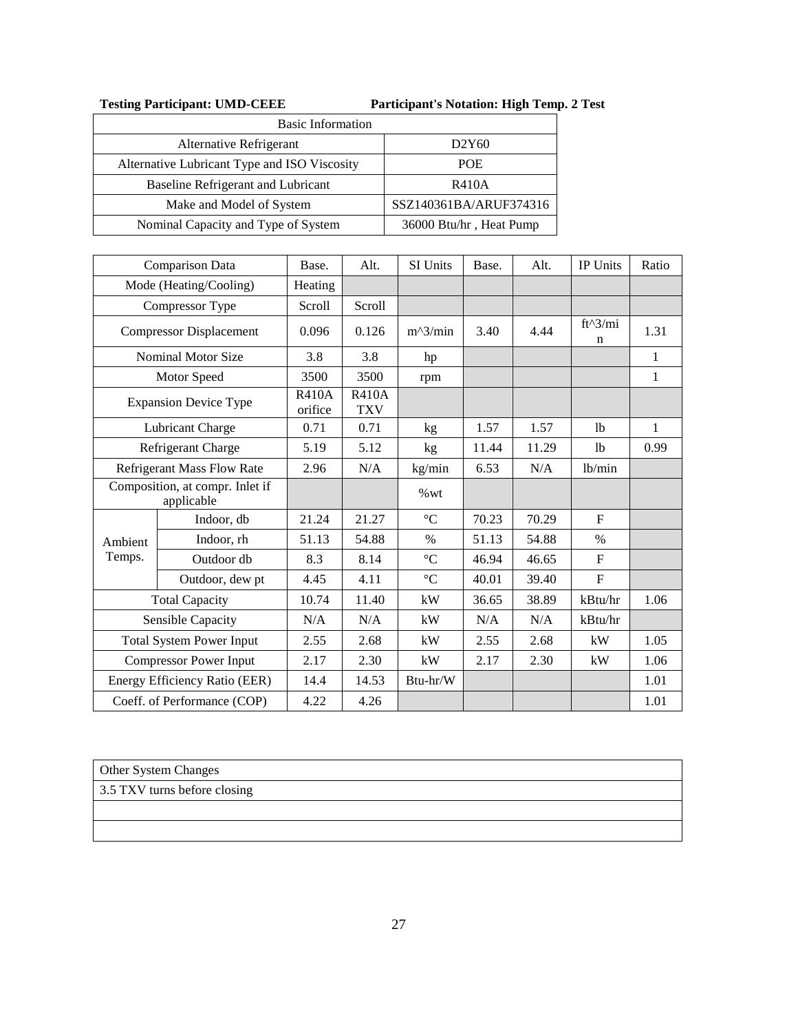**Testing Participant: UMD-CEEE** **Participant's Notation: High Temp. 2 Test**

| Basic Information | |
|---|---|
| Alternative Refrigerant | D2Y60 |
| Alternative Lubricant Type and ISO Viscosity | POE |
| Baseline Refrigerant and Lubricant | R410A |
| Make and Model of System | SSZ140361BA/ARUF374316 |
| Nominal Capacity and Type of System | 36000 Btu/hr , Heat Pump |

| Comparison Data | | Base. | Alt. | SI Units | Base. | Alt. | IP Units | Ratio |
|---|---|---|---|---|---|---|---|---|
| Mode (Heating/Cooling) | | Heating | | | | | | |
| Compressor Type | | Scroll | Scroll | | | | | |
| Compressor Displacement | | 0.096 | 0.126 | m^3/min | 3.40 | 4.44 | ft^3/min | 1.31 |
| Nominal Motor Size | | 3.8 | 3.8 | hp | | | | 1 |
| Motor Speed | | 3500 | 3500 | rpm | | | | 1 |
| Expansion Device Type | | R410A orifice | R410A TXV | | | | | |
| Lubricant Charge | | 0.71 | 0.71 | kg | 1.57 | 1.57 | lb | 1 |
| Refrigerant Charge | | 5.19 | 5.12 | kg | 11.44 | 11.29 | lb | 0.99 |
| Refrigerant Mass Flow Rate | | 2.96 | N/A | kg/min | 6.53 | N/A | lb/min | |
| Composition, at compr. Inlet if applicable | | | | %wt | | | | |
| Ambient Temps. | Indoor, db | 21.24 | 21.27 | °C | 70.23 | 70.29 | F | |
| | Indoor, rh | 51.13 | 54.88 | % | 51.13 | 54.88 | % | |
| | Outdoor db | 8.3 | 8.14 | °C | 46.94 | 46.65 | F | |
| | Outdoor, dew pt | 4.45 | 4.11 | °C | 40.01 | 39.40 | F | |
| Total Capacity | | 10.74 | 11.40 | kW | 36.65 | 38.89 | kBtu/hr | 1.06 |
| Sensible Capacity | | N/A | N/A | kW | N/A | N/A | kBtu/hr | |
| Total System Power Input | | 2.55 | 2.68 | kW | 2.55 | 2.68 | kW | 1.05 |
| Compressor Power Input | | 2.17 | 2.30 | kW | 2.17 | 2.30 | kW | 1.06 |
| Energy Efficiency Ratio (EER) | | 14.4 | 14.53 | Btu-hr/W | | | | 1.01 |
| Coeff. of Performance (COP) | | 4.22 | 4.26 | | | | | 1.01 |

| Other System Changes |
|---|
| 3.5 TXV turns before closing |
| |
| |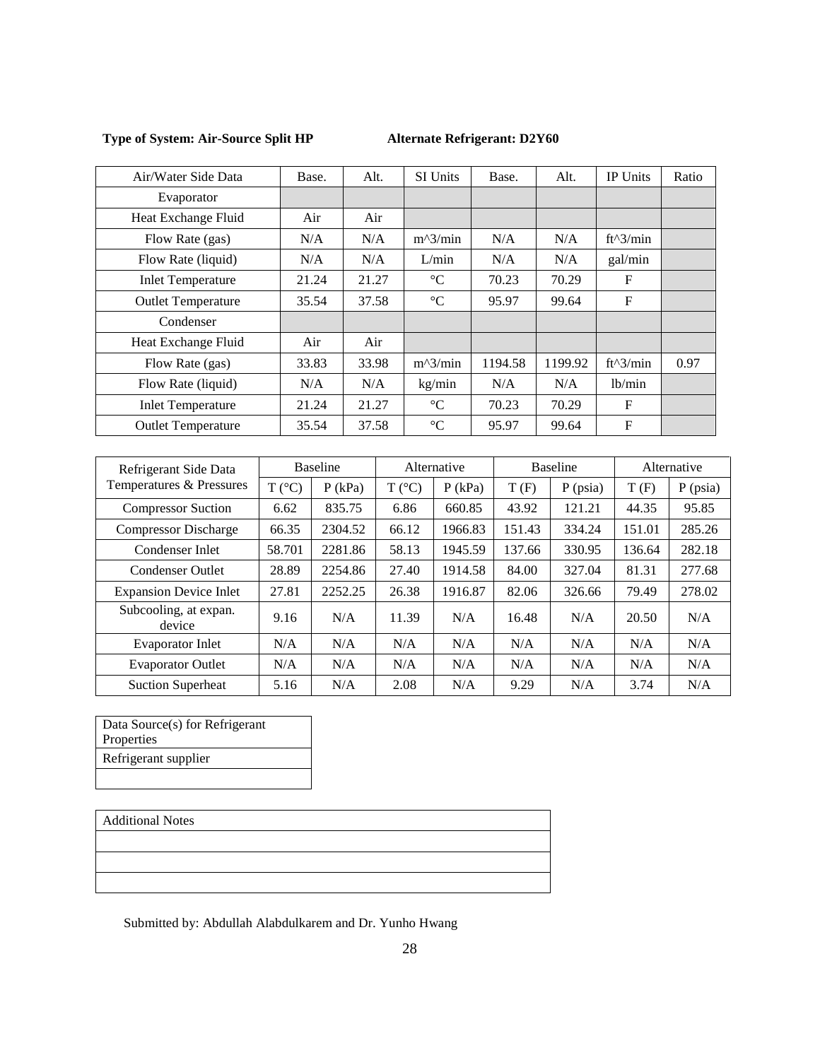**Type of System: Air-Source Split HP** **Alternate Refrigerant: D2Y60**

| Air/Water Side Data | Base. | Alt. | SI Units | Base. | Alt. | IP Units | Ratio |
|---|---|---|---|---|---|---|---|
| Evaporator | | | | | | | |
| Heat Exchange Fluid | Air | Air | | | | | |
| Flow Rate (gas) | N/A | N/A | m^3/min | N/A | N/A | ft^3/min | |
| Flow Rate (liquid) | N/A | N/A | L/min | N/A | N/A | gal/min | |
| Inlet Temperature | 21.24 | 21.27 | °C | 70.23 | 70.29 | F | |
| Outlet Temperature | 35.54 | 37.58 | °C | 95.97 | 99.64 | F | |
| Condenser | | | | | | | |
| Heat Exchange Fluid | Air | Air | | | | | |
| Flow Rate (gas) | 33.83 | 33.98 | m^3/min | 1194.58 | 1199.92 | ft^3/min | 0.97 |
| Flow Rate (liquid) | N/A | N/A | kg/min | N/A | N/A | lb/min | |
| Inlet Temperature | 21.24 | 21.27 | °C | 70.23 | 70.29 | F | |
| Outlet Temperature | 35.54 | 37.58 | °C | 95.97 | 99.64 | F | |

| Refrigerant Side Data | Baseline | | Alternative | | Baseline | | Alternative | |
|---|---|---|---|---|---|---|---|---|
| Temperatures & Pressures | T (°C) | P (kPa) | T (°C) | P (kPa) | T (F) | P (psia) | T (F) | P (psia) |
| Compressor Suction | 6.62 | 835.75 | 6.86 | 660.85 | 43.92 | 121.21 | 44.35 | 95.85 |
| Compressor Discharge | 66.35 | 2304.52 | 66.12 | 1966.83 | 151.43 | 334.24 | 151.01 | 285.26 |
| Condenser Inlet | 58.701 | 2281.86 | 58.13 | 1945.59 | 137.66 | 330.95 | 136.64 | 282.18 |
| Condenser Outlet | 28.89 | 2254.86 | 27.40 | 1914.58 | 84.00 | 327.04 | 81.31 | 277.68 |
| Expansion Device Inlet | 27.81 | 2252.25 | 26.38 | 1916.87 | 82.06 | 326.66 | 79.49 | 278.02 |
| Subcooling, at expan. device | 9.16 | N/A | 11.39 | N/A | 16.48 | N/A | 20.50 | N/A |
| Evaporator Inlet | N/A | N/A | N/A | N/A | N/A | N/A | N/A | N/A |
| Evaporator Outlet | N/A | N/A | N/A | N/A | N/A | N/A | N/A | N/A |
| Suction Superheat | 5.16 | N/A | 2.08 | N/A | 9.29 | N/A | 3.74 | N/A |

| Data Source(s) for Refrigerant Properties |
|---|
| Refrigerant supplier |
| |

| Additional Notes |
|---|
| |
| |
| |

Submitted by: Abdullah Alabdulkarem and Dr. Yunho Hwang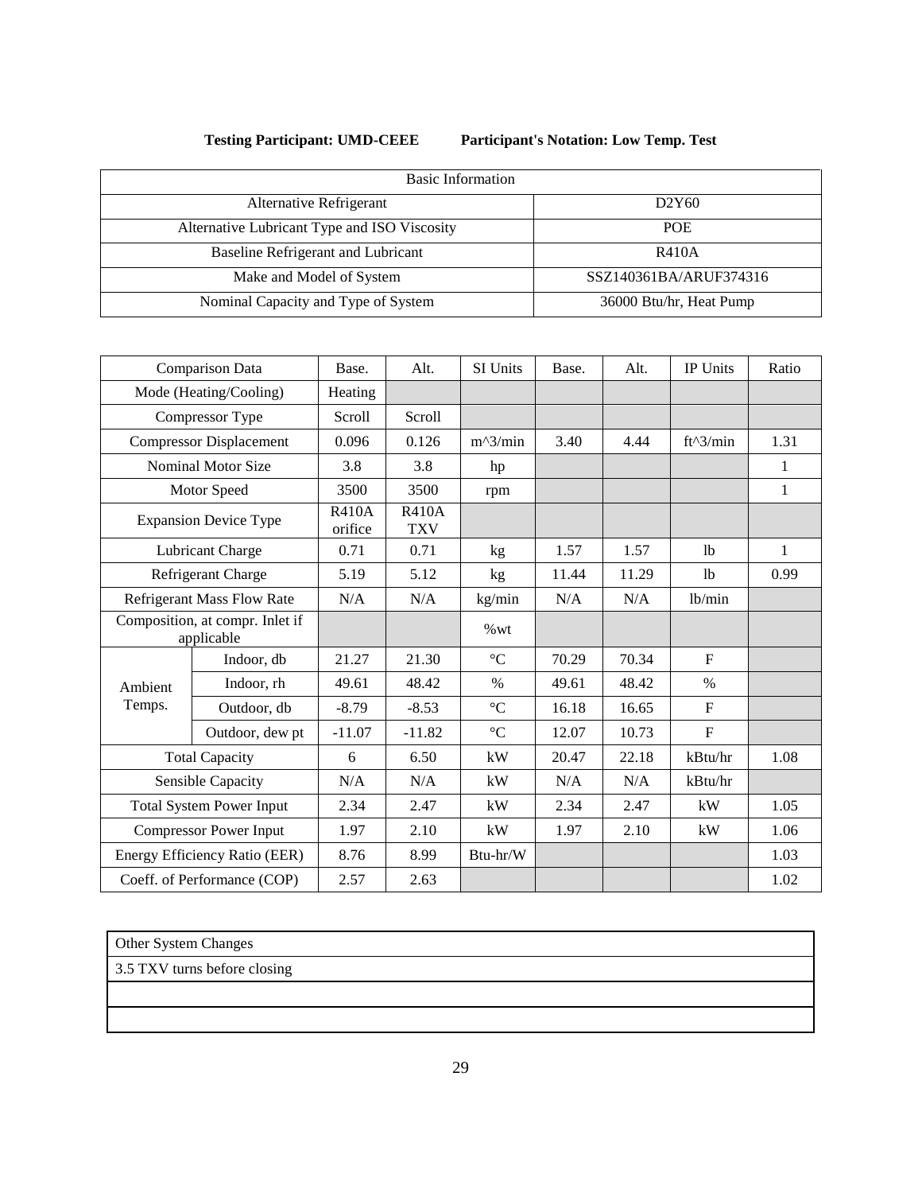**Testing Participant: UMD-CEEE** **Participant's Notation: Low Temp. Test**

| Basic Information | |
|---|---|
| Alternative Refrigerant | D2Y60 |
| Alternative Lubricant Type and ISO Viscosity | POE |
| Baseline Refrigerant and Lubricant | R410A |
| Make and Model of System | SSZ140361BA/ARUF374316 |
| Nominal Capacity and Type of System | 36000 Btu/hr, Heat Pump |

| Comparison Data | | Base. | Alt. | SI Units | Base. | Alt. | IP Units | Ratio |
|---|---|---|---|---|---|---|---|---|
| Mode (Heating/Cooling) | | Heating | | | | | | |
| Compressor Type | | Scroll | Scroll | | | | | |
| Compressor Displacement | | 0.096 | 0.126 | m^3/min | 3.40 | 4.44 | ft^3/min | 1.31 |
| Nominal Motor Size | | 3.8 | 3.8 | hp | | | | 1 |
| Motor Speed | | 3500 | 3500 | rpm | | | | 1 |
| Expansion Device Type | | R410A orifice | R410A TXV | | | | | |
| Lubricant Charge | | 0.71 | 0.71 | kg | 1.57 | 1.57 | lb | 1 |
| Refrigerant Charge | | 5.19 | 5.12 | kg | 11.44 | 11.29 | lb | 0.99 |
| Refrigerant Mass Flow Rate | | N/A | N/A | kg/min | N/A | N/A | lb/min | |
| Composition, at compr. Inlet if applicable | | | | %wt | | | | |
| Ambient Temps. | Indoor, db | 21.27 | 21.30 | °C | 70.29 | 70.34 | F | |
| | Indoor, rh | 49.61 | 48.42 | % | 49.61 | 48.42 | % | |
| | Outdoor, db | -8.79 | -8.53 | °C | 16.18 | 16.65 | F | |
| | Outdoor, dew pt | -11.07 | -11.82 | °C | 12.07 | 10.73 | F | |
| Total Capacity | | 6 | 6.50 | kW | 20.47 | 22.18 | kBtu/hr | 1.08 |
| Sensible Capacity | | N/A | N/A | kW | N/A | N/A | kBtu/hr | |
| Total System Power Input | | 2.34 | 2.47 | kW | 2.34 | 2.47 | kW | 1.05 |
| Compressor Power Input | | 1.97 | 2.10 | kW | 1.97 | 2.10 | kW | 1.06 |
| Energy Efficiency Ratio (EER) | | 8.76 | 8.99 | Btu-hr/W | | | | 1.03 |
| Coeff. of Performance (COP) | | 2.57 | 2.63 | | | | | 1.02 |

| Other System Changes |
|---|
| 3.5 TXV turns before closing |
| |
| |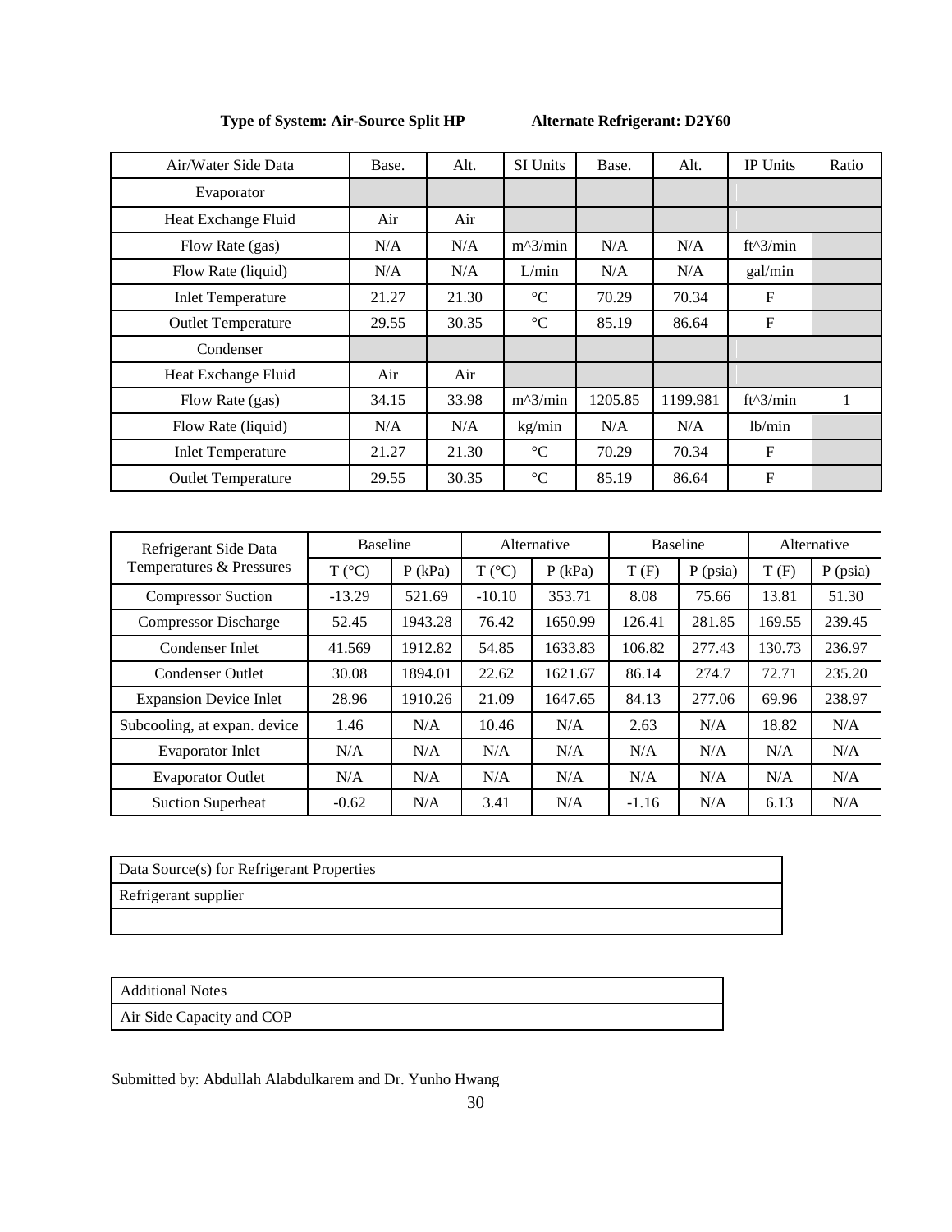**Type of System: Air-Source Split HP** **Alternate Refrigerant: D2Y60**

| Air/Water Side Data | Base. | Alt. | SI Units | Base. | Alt. | IP Units | Ratio |
|---|---|---|---|---|---|---|---|
| Evaporator | | | | | | | |
| Heat Exchange Fluid | Air | Air | | | | | |
| Flow Rate (gas) | N/A | N/A | m^3/min | N/A | N/A | ft^3/min | |
| Flow Rate (liquid) | N/A | N/A | L/min | N/A | N/A | gal/min | |
| Inlet Temperature | 21.27 | 21.30 | °C | 70.29 | 70.34 | F | |
| Outlet Temperature | 29.55 | 30.35 | °C | 85.19 | 86.64 | F | |
| Condenser | | | | | | | |
| Heat Exchange Fluid | Air | Air | | | | | |
| Flow Rate (gas) | 34.15 | 33.98 | m^3/min | 1205.85 | 1199.981 | ft^3/min | 1 |
| Flow Rate (liquid) | N/A | N/A | kg/min | N/A | N/A | lb/min | |
| Inlet Temperature | 21.27 | 21.30 | °C | 70.29 | 70.34 | F | |
| Outlet Temperature | 29.55 | 30.35 | °C | 85.19 | 86.64 | F | |

| Refrigerant Side Data Temperatures & Pressures | Baseline | | Alternative | | Baseline | | Alternative | |
|---|---|---|---|---|---|---|---|---|
| | T (°C) | P (kPa) | T (°C) | P (kPa) | T (F) | P (psia) | T (F) | P (psia) |
| Compressor Suction | -13.29 | 521.69 | -10.10 | 353.71 | 8.08 | 75.66 | 13.81 | 51.30 |
| Compressor Discharge | 52.45 | 1943.28 | 76.42 | 1650.99 | 126.41 | 281.85 | 169.55 | 239.45 |
| Condenser Inlet | 41.569 | 1912.82 | 54.85 | 1633.83 | 106.82 | 277.43 | 130.73 | 236.97 |
| Condenser Outlet | 30.08 | 1894.01 | 22.62 | 1621.67 | 86.14 | 274.7 | 72.71 | 235.20 |
| Expansion Device Inlet | 28.96 | 1910.26 | 21.09 | 1647.65 | 84.13 | 277.06 | 69.96 | 238.97 |
| Subcooling, at expan. device | 1.46 | N/A | 10.46 | N/A | 2.63 | N/A | 18.82 | N/A |
| Evaporator Inlet | N/A | N/A | N/A | N/A | N/A | N/A | N/A | N/A |
| Evaporator Outlet | N/A | N/A | N/A | N/A | N/A | N/A | N/A | N/A |
| Suction Superheat | -0.62 | N/A | 3.41 | N/A | -1.16 | N/A | 6.13 | N/A |

| Data Source(s) for Refrigerant Properties |
|---|
| Refrigerant supplier |
| |

| Additional Notes |
|---|
| Air Side Capacity and COP |

Submitted by: Abdullah Alabdulkarem and Dr. Yunho Hwang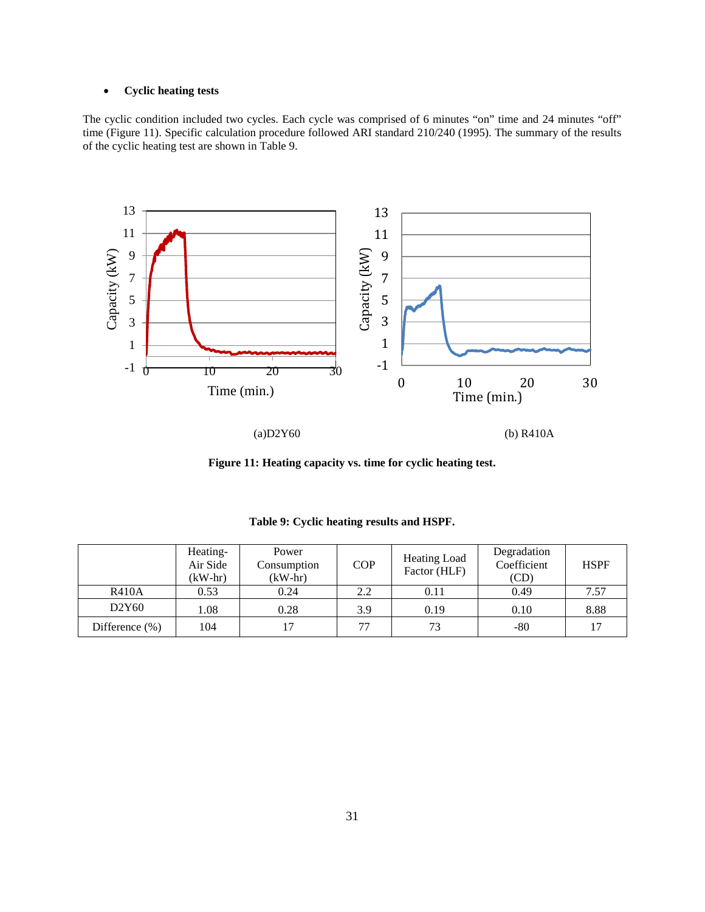- **Cyclic heating tests**

The cyclic condition included two cycles. Each cycle was comprised of 6 minutes "on" time and 24 minutes "off" time (Figure 11). Specific calculation procedure followed ARI standard 210/240 (1995). The summary of the results of the cyclic heating test are shown in Table 9.

(a)D2Y60

(b) R410A

**Figure 11: Heating capacity vs. time for cyclic heating test.**

**Table 9: Cyclic heating results and HSPF.**

| | Heating-Air Side (kW-hr) | Power Consumption (kW-hr) | COP | Heating Load Factor (HLF) | Degradation Coefficient (CD) | HSPF |
|---|---|---|---|---|---|---|
| R410A | 0.53 | 0.24 | 2.2 | 0.11 | 0.49 | 7.57 |
| D2Y60 | 1.08 | 0.28 | 3.9 | 0.19 | 0.10 | 8.88 |
| Difference (%) | 104 | 17 | 77 | 73 | -80 | 17 |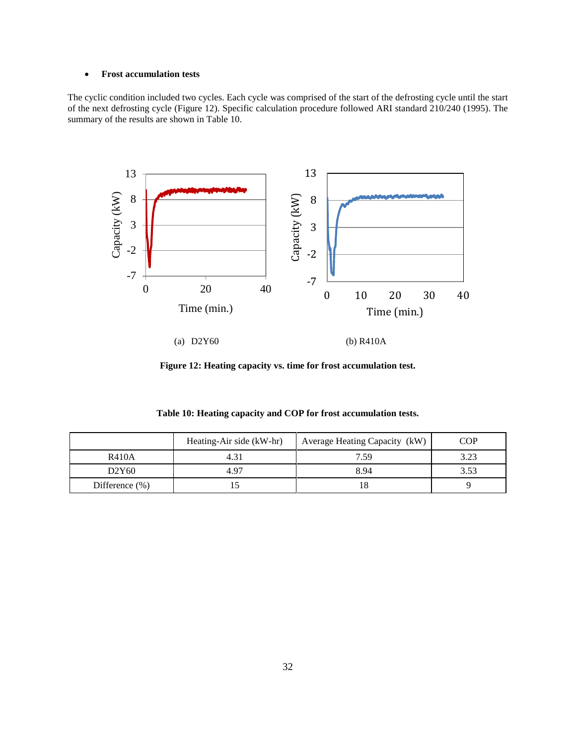- **Frost accumulation tests**

The cyclic condition included two cycles. Each cycle was comprised of the start of the defrosting cycle until the start of the next defrosting cycle (Figure 12). Specific calculation procedure followed ARI standard 210/240 (1995). The summary of the results are shown in Table 10.

13
8
3
-2
-7
Capacity (kW)
0
20
40
Time (min.)

(a) D2Y60

13
8
3
-2
-7
Capacity (kW)
0
10
20
30
40
Time (min.)

(b) R410A

**Figure 12: Heating capacity vs. time for frost accumulation test.**

**Table 10: Heating capacity and COP for frost accumulation tests.**

| | Heating-Air side (kW-hr) | Average Heating Capacity (kW) | COP |
|---|---|---|---|
| R410A | 4.31 | 7.59 | 3.23 |
| D2Y60 | 4.97 | 8.94 | 3.53 |
| Difference (%) | 15 | 18 | 9 |